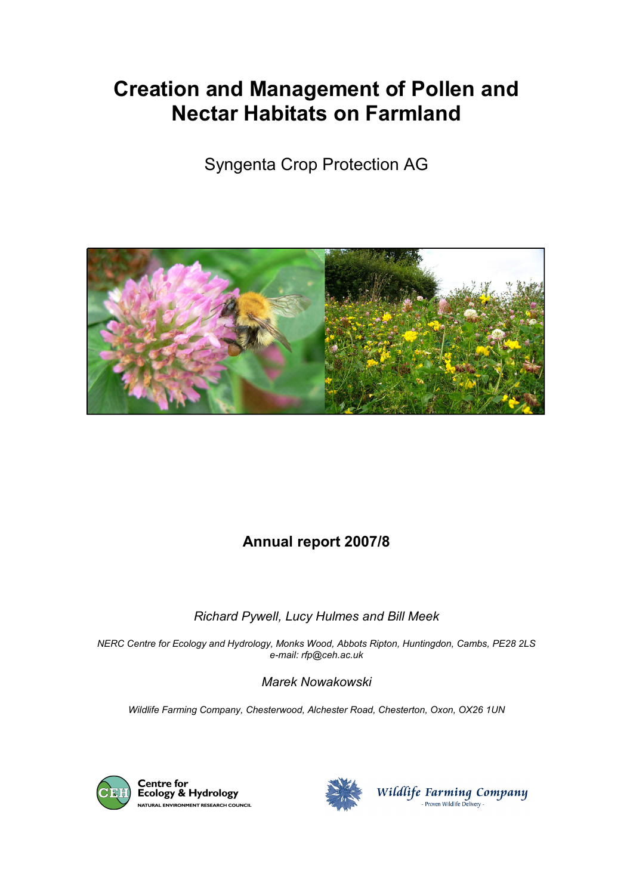# Creation and Management of Pollen and Nectar Habitats on Farmland

Syngenta Crop Protection AG

## Annual report 2007/8

*Richard Pywell, Lucy Hulmes and Bill Meek*

*NERC Centre for Ecology and Hydrology, Monks Wood, Abbots Ripton, Huntingdon, Cambs, PE28 2LS*
*e-mail: rfp@ceh.ac.uk*

*Marek Nowakowski*

*Wildlife Farming Company, Chesterwood, Alchester Road, Chesterton, Oxon, OX26 1UN*

Centre for Ecology & Hydrology
NATURAL ENVIRONMENT RESEARCH COUNCIL

Wildlife Farming Company
- Proven Wildlife Delivery -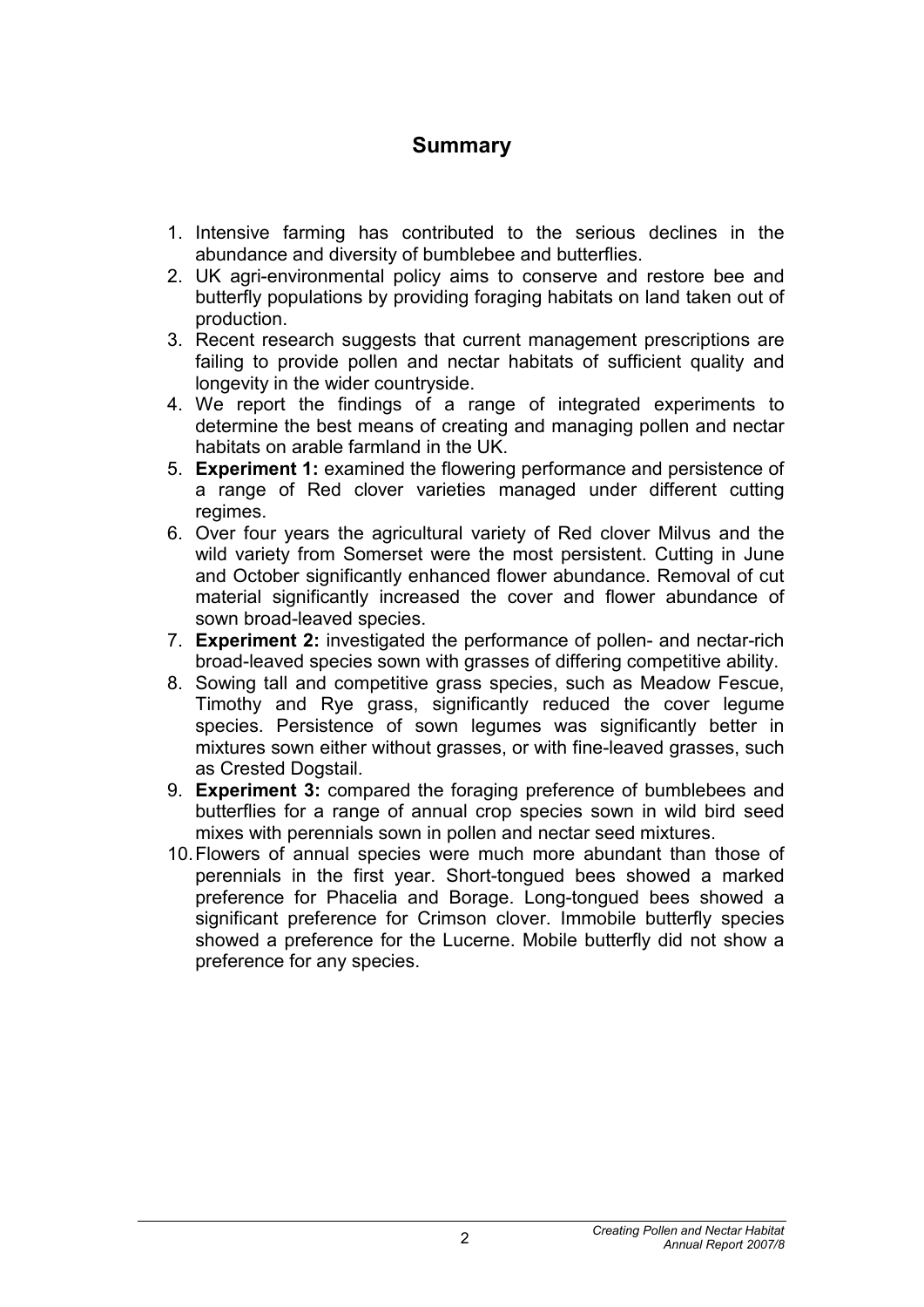## Summary

1. Intensive farming has contributed to the serious declines in the abundance and diversity of bumblebee and butterflies.
2. UK agri-environmental policy aims to conserve and restore bee and butterfly populations by providing foraging habitats on land taken out of production.
3. Recent research suggests that current management prescriptions are failing to provide pollen and nectar habitats of sufficient quality and longevity in the wider countryside.
4. We report the findings of a range of integrated experiments to determine the best means of creating and managing pollen and nectar habitats on arable farmland in the UK.
5. **Experiment 1:** examined the flowering performance and persistence of a range of Red clover varieties managed under different cutting regimes.
6. Over four years the agricultural variety of Red clover Milvus and the wild variety from Somerset were the most persistent. Cutting in June and October significantly enhanced flower abundance. Removal of cut material significantly increased the cover and flower abundance of sown broad-leaved species.
7. **Experiment 2:** investigated the performance of pollen- and nectar-rich broad-leaved species sown with grasses of differing competitive ability.
8. Sowing tall and competitive grass species, such as Meadow Fescue, Timothy and Rye grass, significantly reduced the cover legume species. Persistence of sown legumes was significantly better in mixtures sown either without grasses, or with fine-leaved grasses, such as Crested Dogstail.
9. **Experiment 3:** compared the foraging preference of bumblebees and butterflies for a range of annual crop species sown in wild bird seed mixes with perennials sown in pollen and nectar seed mixtures.
10. Flowers of annual species were much more abundant than those of perennials in the first year. Short-tongued bees showed a marked preference for Phacelia and Borage. Long-tongued bees showed a significant preference for Crimson clover. Immobile butterfly species showed a preference for the Lucerne. Mobile butterfly did not show a preference for any species.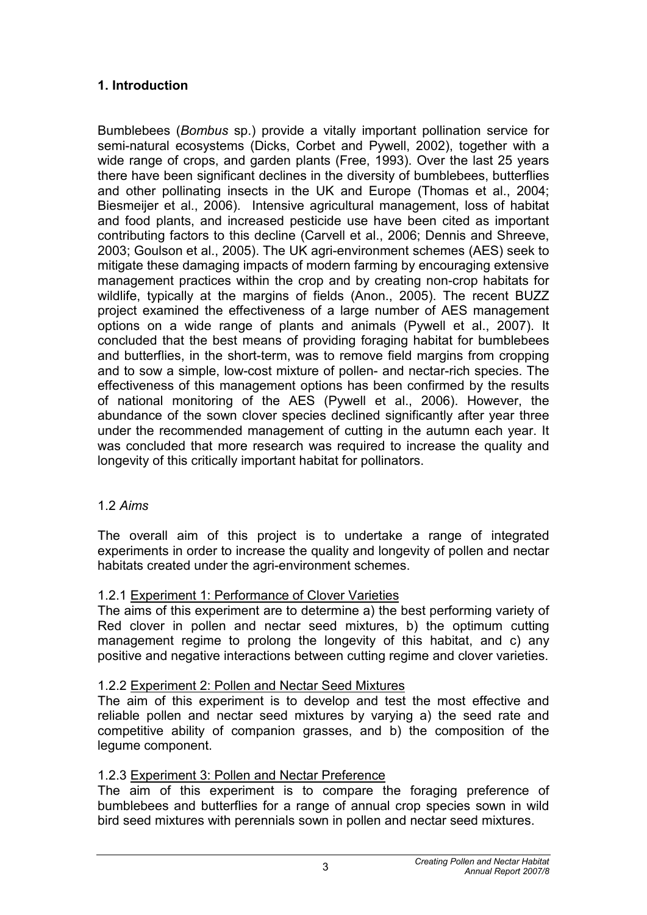## 1. Introduction

Bumblebees (*Bombus* sp.) provide a vitally important pollination service for semi-natural ecosystems (Dicks, Corbet and Pywell, 2002), together with a wide range of crops, and garden plants (Free, 1993). Over the last 25 years there have been significant declines in the diversity of bumblebees, butterflies and other pollinating insects in the UK and Europe (Thomas et al., 2004; Biesmeijer et al., 2006). Intensive agricultural management, loss of habitat and food plants, and increased pesticide use have been cited as important contributing factors to this decline (Carvell et al., 2006; Dennis and Shreeve, 2003; Goulson et al., 2005). The UK agri-environment schemes (AES) seek to mitigate these damaging impacts of modern farming by encouraging extensive management practices within the crop and by creating non-crop habitats for wildlife, typically at the margins of fields (Anon., 2005). The recent BUZZ project examined the effectiveness of a large number of AES management options on a wide range of plants and animals (Pywell et al., 2007). It concluded that the best means of providing foraging habitat for bumblebees and butterflies, in the short-term, was to remove field margins from cropping and to sow a simple, low-cost mixture of pollen- and nectar-rich species. The effectiveness of this management options has been confirmed by the results of national monitoring of the AES (Pywell et al., 2006). However, the abundance of the sown clover species declined significantly after year three under the recommended management of cutting in the autumn each year. It was concluded that more research was required to increase the quality and longevity of this critically important habitat for pollinators.

### 1.2 *Aims*

The overall aim of this project is to undertake a range of integrated experiments in order to increase the quality and longevity of pollen and nectar habitats created under the agri-environment schemes.

#### 1.2.1 Experiment 1: Performance of Clover Varieties

The aims of this experiment are to determine a) the best performing variety of Red clover in pollen and nectar seed mixtures, b) the optimum cutting management regime to prolong the longevity of this habitat, and c) any positive and negative interactions between cutting regime and clover varieties.

#### 1.2.2 Experiment 2: Pollen and Nectar Seed Mixtures

The aim of this experiment is to develop and test the most effective and reliable pollen and nectar seed mixtures by varying a) the seed rate and competitive ability of companion grasses, and b) the composition of the legume component.

#### 1.2.3 Experiment 3: Pollen and Nectar Preference

The aim of this experiment is to compare the foraging preference of bumblebees and butterflies for a range of annual crop species sown in wild bird seed mixtures with perennials sown in pollen and nectar seed mixtures.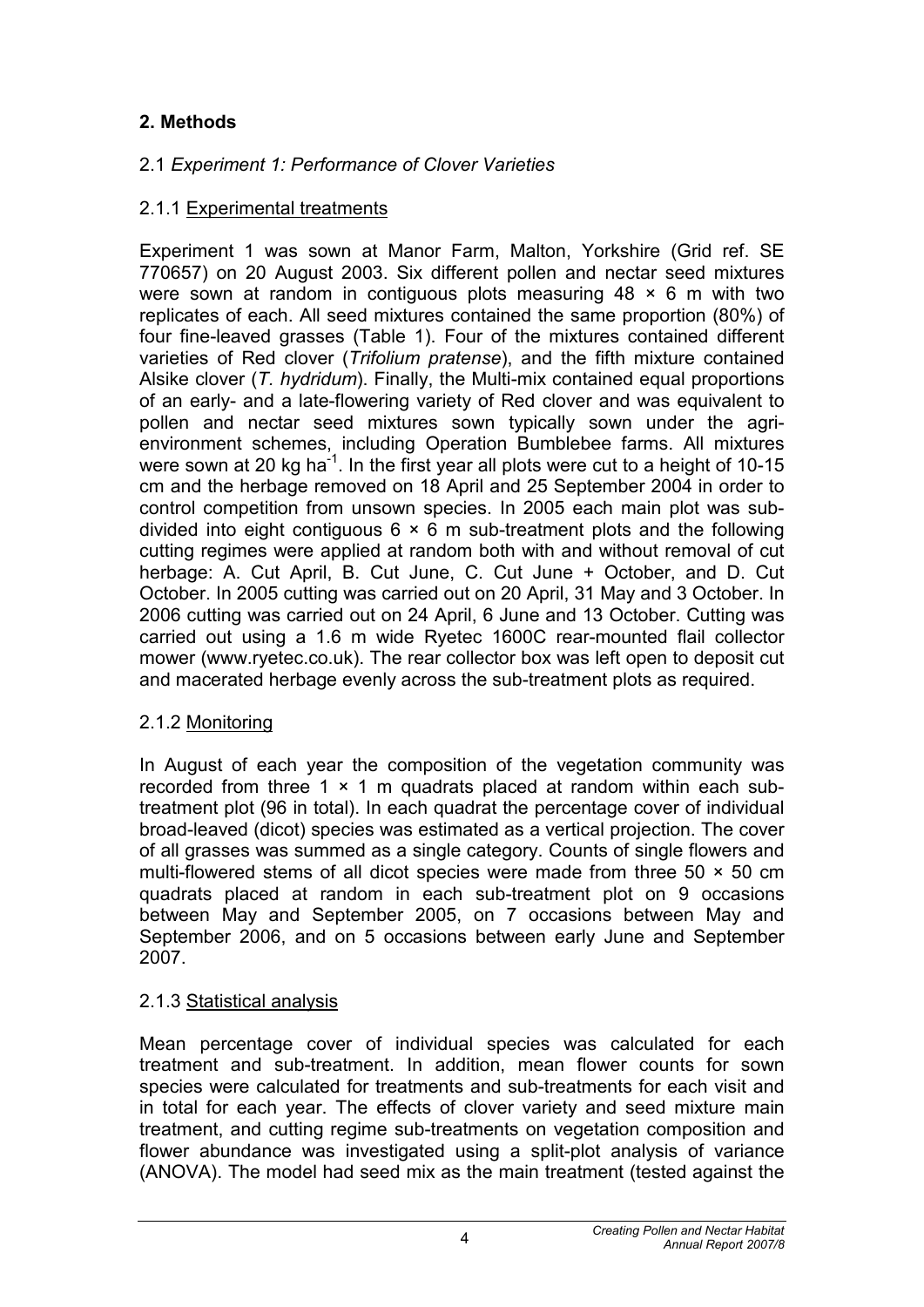## 2. Methods

### 2.1 *Experiment 1: Performance of Clover Varieties*

#### 2.1.1 Experimental treatments

Experiment 1 was sown at Manor Farm, Malton, Yorkshire (Grid ref. SE 770657) on 20 August 2003. Six different pollen and nectar seed mixtures were sown at random in contiguous plots measuring 48 × 6 m with two replicates of each. All seed mixtures contained the same proportion (80%) of four fine-leaved grasses (Table 1). Four of the mixtures contained different varieties of Red clover (*Trifolium pratense*), and the fifth mixture contained Alsike clover (*T. hydridum*). Finally, the Multi-mix contained equal proportions of an early- and a late-flowering variety of Red clover and was equivalent to pollen and nectar seed mixtures sown typically sown under the agri-environment schemes, including Operation Bumblebee farms. All mixtures were sown at 20 kg ha$^{-1}$. In the first year all plots were cut to a height of 10-15 cm and the herbage removed on 18 April and 25 September 2004 in order to control competition from unsown species. In 2005 each main plot was sub-divided into eight contiguous 6 × 6 m sub-treatment plots and the following cutting regimes were applied at random both with and without removal of cut herbage: A. Cut April, B. Cut June, C. Cut June + October, and D. Cut October. In 2005 cutting was carried out on 20 April, 31 May and 3 October. In 2006 cutting was carried out on 24 April, 6 June and 13 October. Cutting was carried out using a 1.6 m wide Ryetec 1600C rear-mounted flail collector mower (www.ryetec.co.uk). The rear collector box was left open to deposit cut and macerated herbage evenly across the sub-treatment plots as required.

#### 2.1.2 Monitoring

In August of each year the composition of the vegetation community was recorded from three 1 × 1 m quadrats placed at random within each sub-treatment plot (96 in total). In each quadrat the percentage cover of individual broad-leaved (dicot) species was estimated as a vertical projection. The cover of all grasses was summed as a single category. Counts of single flowers and multi-flowered stems of all dicot species were made from three 50 × 50 cm quadrats placed at random in each sub-treatment plot on 9 occasions between May and September 2005, on 7 occasions between May and September 2006, and on 5 occasions between early June and September 2007.

#### 2.1.3 Statistical analysis

Mean percentage cover of individual species was calculated for each treatment and sub-treatment. In addition, mean flower counts for sown species were calculated for treatments and sub-treatments for each visit and in total for each year. The effects of clover variety and seed mixture main treatment, and cutting regime sub-treatments on vegetation composition and flower abundance was investigated using a split-plot analysis of variance (ANOVA). The model had seed mix as the main treatment (tested against the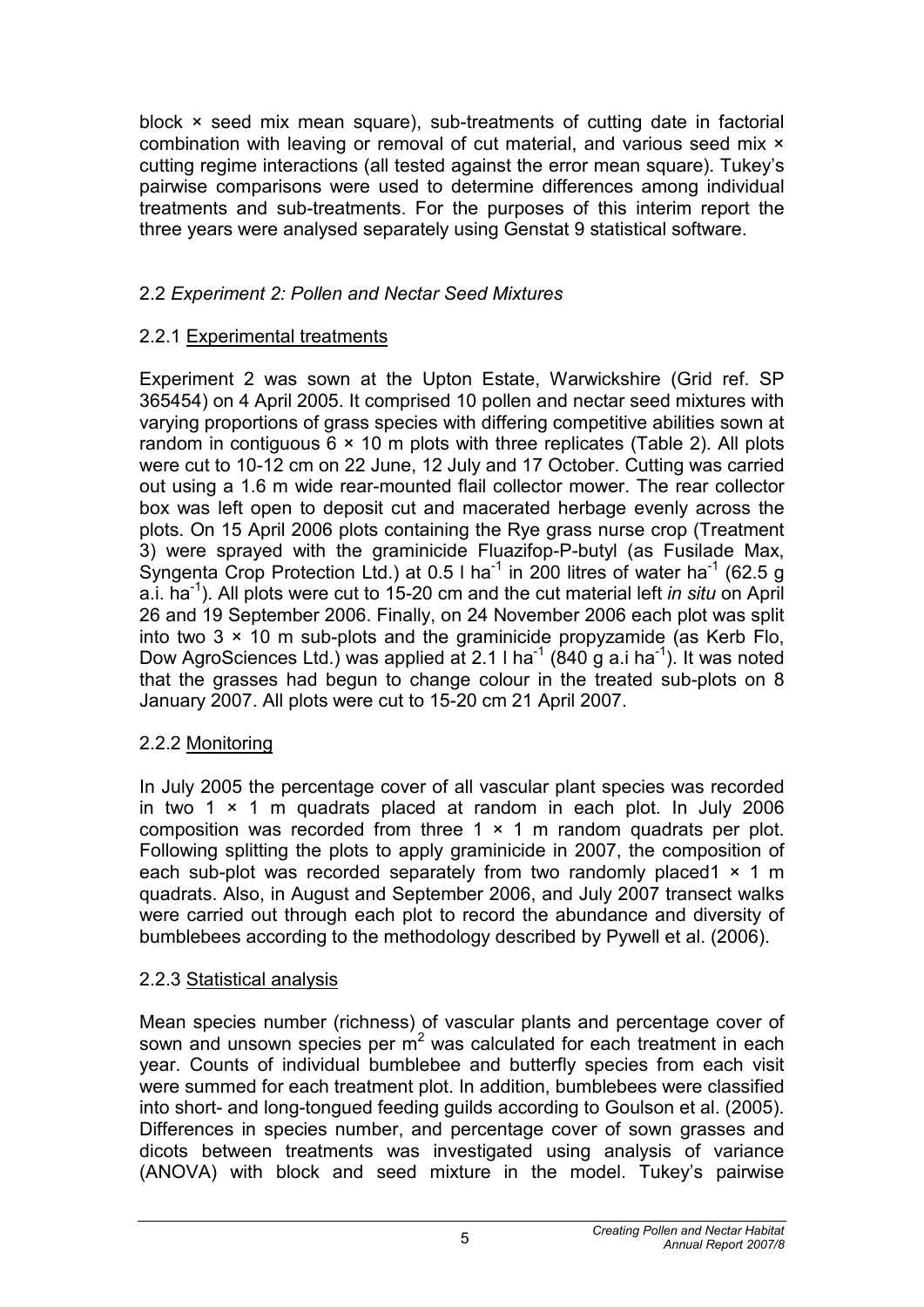block × seed mix mean square), sub-treatments of cutting date in factorial combination with leaving or removal of cut material, and various seed mix × cutting regime interactions (all tested against the error mean square). Tukey's pairwise comparisons were used to determine differences among individual treatments and sub-treatments. For the purposes of this interim report the three years were analysed separately using Genstat 9 statistical software.

## 2.2 *Experiment 2: Pollen and Nectar Seed Mixtures*

### 2.2.1 Experimental treatments

Experiment 2 was sown at the Upton Estate, Warwickshire (Grid ref. SP 365454) on 4 April 2005. It comprised 10 pollen and nectar seed mixtures with varying proportions of grass species with differing competitive abilities sown at random in contiguous 6 × 10 m plots with three replicates (Table 2). All plots were cut to 10-12 cm on 22 June, 12 July and 17 October. Cutting was carried out using a 1.6 m wide rear-mounted flail collector mower. The rear collector box was left open to deposit cut and macerated herbage evenly across the plots. On 15 April 2006 plots containing the Rye grass nurse crop (Treatment 3) were sprayed with the graminicide Fluazifop-P-butyl (as Fusilade Max, Syngenta Crop Protection Ltd.) at 0.5 l ha$^{-1}$ in 200 litres of water ha$^{-1}$ (62.5 g a.i. ha$^{-1}$). All plots were cut to 15-20 cm and the cut material left *in situ* on April 26 and 19 September 2006. Finally, on 24 November 2006 each plot was split into two 3 × 10 m sub-plots and the graminicide propyzamide (as Kerb Flo, Dow AgroSciences Ltd.) was applied at 2.1 l ha$^{-1}$ (840 g a.i ha$^{-1}$). It was noted that the grasses had begun to change colour in the treated sub-plots on 8 January 2007. All plots were cut to 15-20 cm 21 April 2007.

### 2.2.2 Monitoring

In July 2005 the percentage cover of all vascular plant species was recorded in two 1 × 1 m quadrats placed at random in each plot. In July 2006 composition was recorded from three 1 × 1 m random quadrats per plot. Following splitting the plots to apply graminicide in 2007, the composition of each sub-plot was recorded separately from two randomly placed1 × 1 m quadrats. Also, in August and September 2006, and July 2007 transect walks were carried out through each plot to record the abundance and diversity of bumblebees according to the methodology described by Pywell et al. (2006).

### 2.2.3 Statistical analysis

Mean species number (richness) of vascular plants and percentage cover of sown and unsown species per m$^2$ was calculated for each treatment in each year. Counts of individual bumblebee and butterfly species from each visit were summed for each treatment plot. In addition, bumblebees were classified into short- and long-tongued feeding guilds according to Goulson et al. (2005). Differences in species number, and percentage cover of sown grasses and dicots between treatments was investigated using analysis of variance (ANOVA) with block and seed mixture in the model. Tukey's pairwise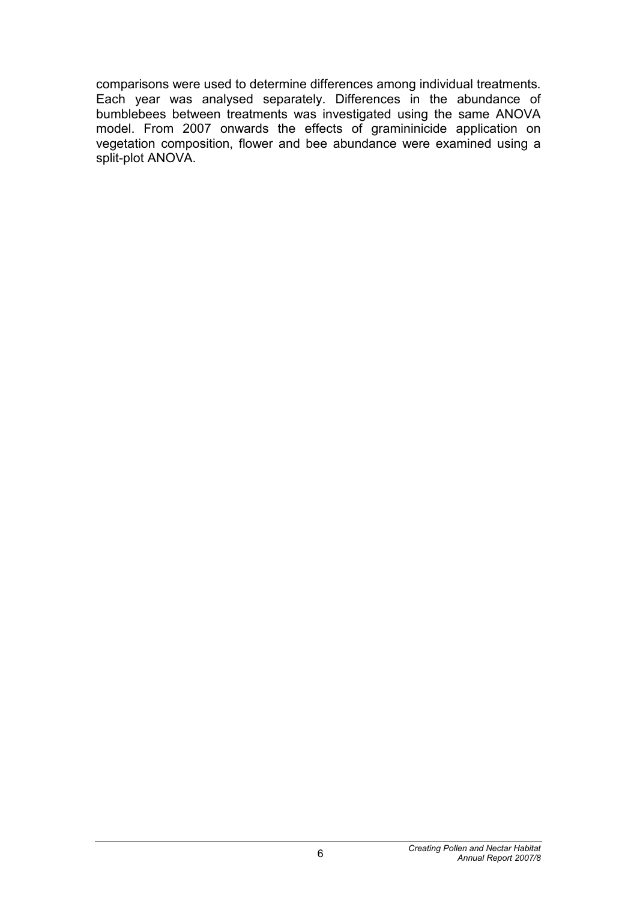comparisons were used to determine differences among individual treatments. Each year was analysed separately. Differences in the abundance of bumblebees between treatments was investigated using the same ANOVA model. From 2007 onwards the effects of graminінicide application on vegetation composition, flower and bee abundance were examined using a split-plot ANOVA.

comparisons were used to determine differences among individual treatments. Each year was analysed separately. Differences in the abundance of bumblebees between treatments was investigated using the same ANOVA model. From 2007 onwards the effects of gramininicide application on vegetation composition, flower and bee abundance were examined using a split-plot ANOVA.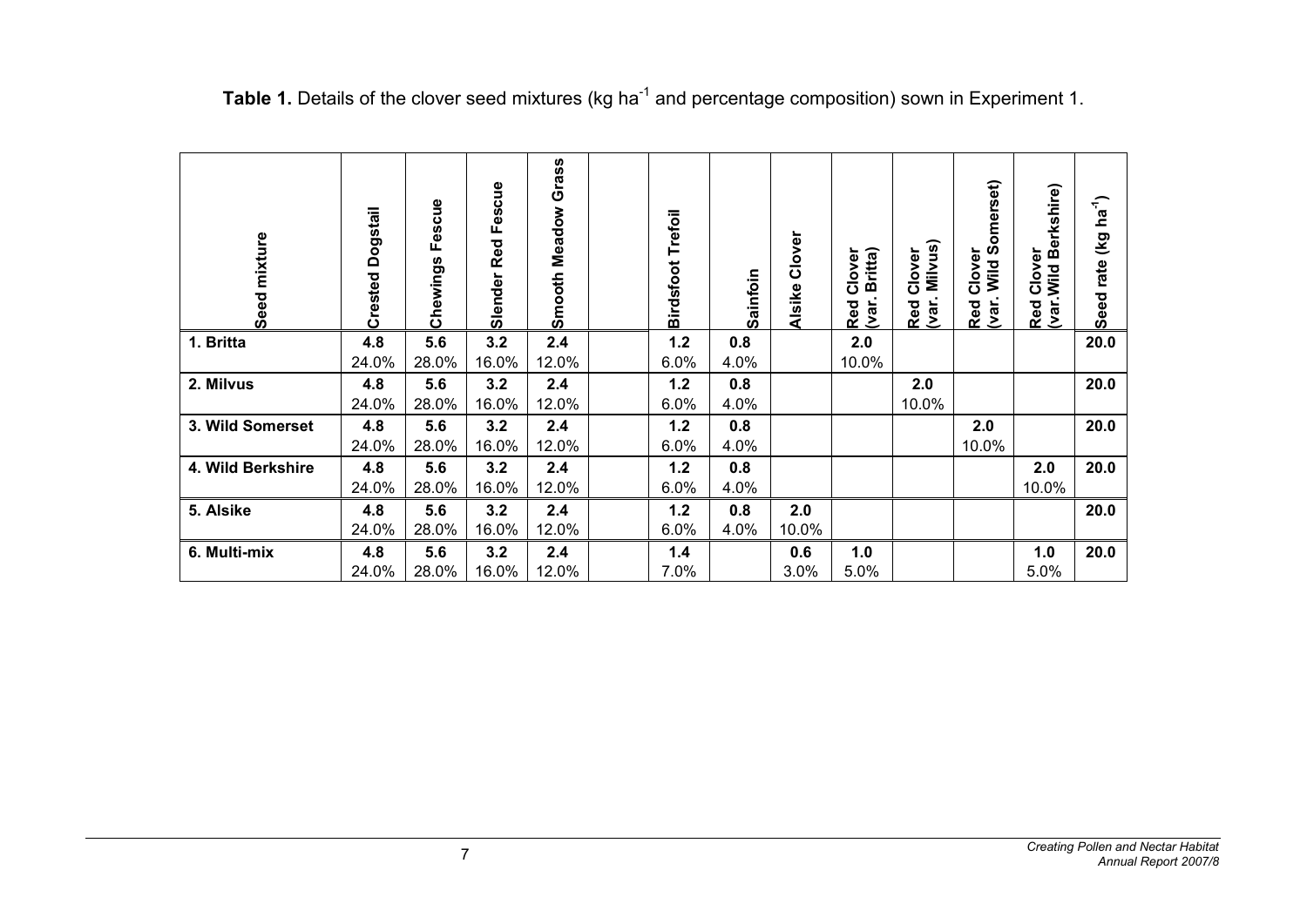**Table 1.** Details of the clover seed mixtures (kg $ha^{-1}$ and percentage composition) sown in Experiment 1.

| Seed mixture | Crested Dogstail | Chewings Fescue | Slender Red Fescue | Smooth Meadow Grass | | Birdsfoot Trefoil | Sainfoin | Alsike Clover | Red Clover (var. Britta) | Red Clover (var. Milvus) | Red Clover (var. Wild Somerset) | Red Clover (var.Wild Berkshire) | Seed rate (kg $ha^{-1}$) |
|---|---|---|---|---|---|---|---|---|---|---|---|---|---|
| **1. Britta** | **4.8** | **5.6** | **3.2** | **2.4** | | **1.2** | **0.8** | | **2.0** | | | | **20.0** |
| | 24.0% | 28.0% | 16.0% | 12.0% | | 6.0% | 4.0% | | 10.0% | | | | |
| **2. Milvus** | **4.8** | **5.6** | **3.2** | **2.4** | | **1.2** | **0.8** | | | **2.0** | | | **20.0** |
| | 24.0% | 28.0% | 16.0% | 12.0% | | 6.0% | 4.0% | | | 10.0% | | | |
| **3. Wild Somerset** | **4.8** | **5.6** | **3.2** | **2.4** | | **1.2** | **0.8** | | | | **2.0** | | **20.0** |
| | 24.0% | 28.0% | 16.0% | 12.0% | | 6.0% | 4.0% | | | | 10.0% | | |
| **4. Wild Berkshire** | **4.8** | **5.6** | **3.2** | **2.4** | | **1.2** | **0.8** | | | | | **2.0** | **20.0** |
| | 24.0% | 28.0% | 16.0% | 12.0% | | 6.0% | 4.0% | | | | | 10.0% | |
| **5. Alsike** | **4.8** | **5.6** | **3.2** | **2.4** | | **1.2** | **0.8** | **2.0** | | | | | **20.0** |
| | 24.0% | 28.0% | 16.0% | 12.0% | | 6.0% | 4.0% | 10.0% | | | | | |
| **6. Multi-mix** | **4.8** | **5.6** | **3.2** | **2.4** | | **1.4** | | **0.6** | **1.0** | | | **1.0** | **20.0** |
| | 24.0% | 28.0% | 16.0% | 12.0% | | 7.0% | | 3.0% | 5.0% | | | 5.0% | |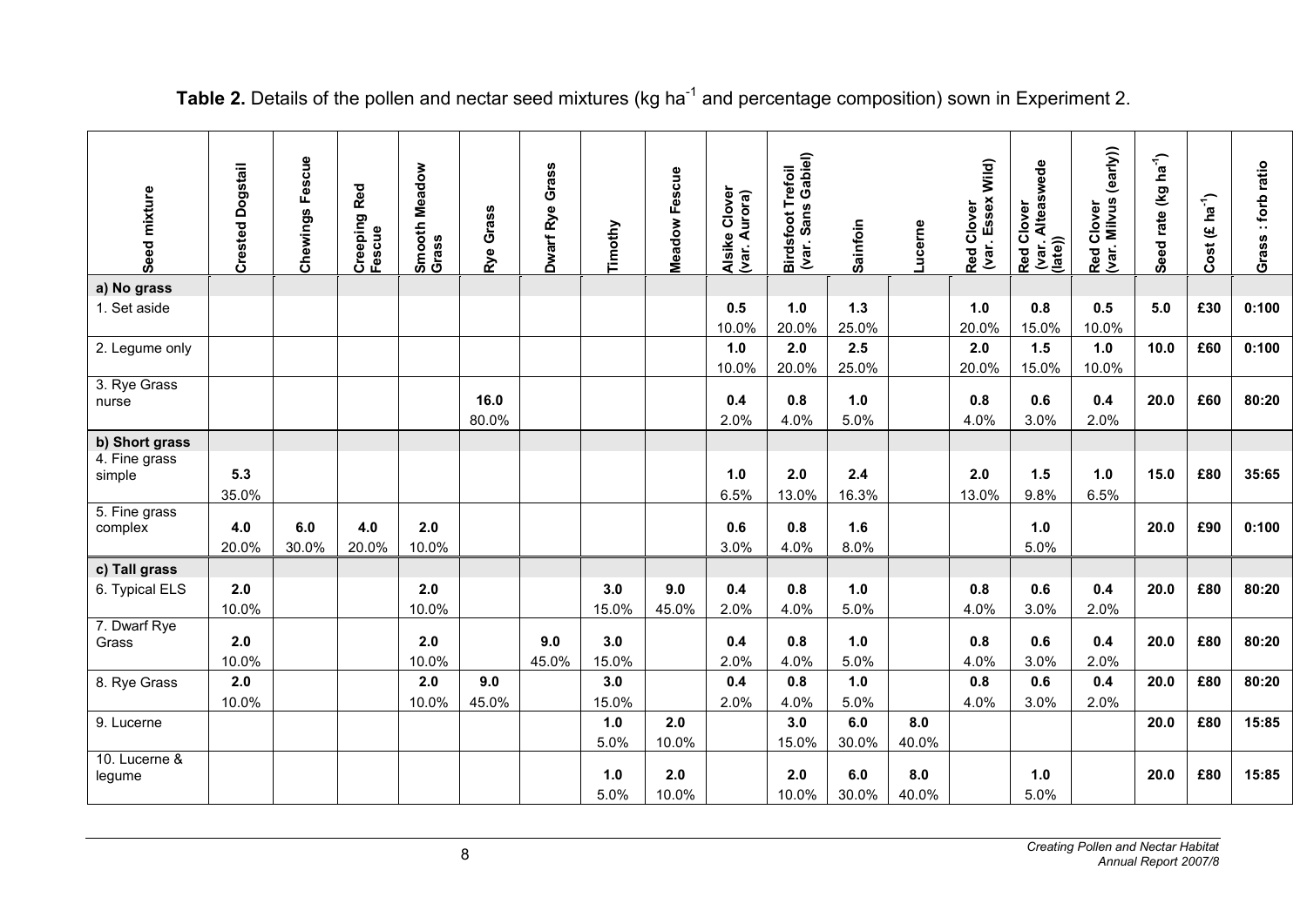**Table 2.** Details of the pollen and nectar seed mixtures (kg ha$^{-1}$ and percentage composition) sown in Experiment 2.

| Seed mixture | Crested Dogstail | Chewings Fescue | Creeping Red Fescue | Smooth Meadow Grass | Rye Grass | Dwarf Rye Grass | Timothy | Meadow Fescue | Alsike Clover (var. Aurora) | Birdsfoot Trefoil (var. Sans Gabiel) | Sainfoin | Lucerne | Red Clover (var. Essex Wild) | Red Clover (var. Alteaswede (late)) | Red Clover (var. Milvus (early)) | Seed rate (kg ha$^{-1}$) | Cost (£ ha$^{-1}$) | Grass : forb ratio |
|---|---|---|---|---|---|---|---|---|---|---|---|---|---|---|---|---|---|---|
| **a) No grass** | | | | | | | | | | | | | | | | | | |
| 1. Set aside | | | | | | | | | **0.5** 10.0% | **1.0** 20.0% | **1.3** 25.0% | | **1.0** 20.0% | **0.8** 15.0% | **0.5** 10.0% | **5.0** | **£30** | **0:100** |
| 2. Legume only | | | | | | | | | **1.0** 10.0% | **2.0** 20.0% | **2.5** 25.0% | | **2.0** 20.0% | **1.5** 15.0% | **1.0** 10.0% | **10.0** | **£60** | **0:100** |
| 3. Rye Grass nurse | | | | | **16.0** 80.0% | | | | **0.4** 2.0% | **0.8** 4.0% | **1.0** 5.0% | | **0.8** 4.0% | **0.6** 3.0% | **0.4** 2.0% | **20.0** | **£60** | **80:20** |
| **b) Short grass** | | | | | | | | | | | | | | | | | | |
| 4. Fine grass simple | **5.3** 35.0% | | | | | | | | **1.0** 6.5% | **2.0** 13.0% | **2.4** 16.3% | | **2.0** 13.0% | **1.5** 9.8% | **1.0** 6.5% | **15.0** | **£80** | **35:65** |
| 5. Fine grass complex | **4.0** 20.0% | **6.0** 30.0% | **4.0** 20.0% | **2.0** 10.0% | | | | | **0.6** 3.0% | **0.8** 4.0% | **1.6** 8.0% | | | **1.0** 5.0% | | **20.0** | **£90** | **0:100** |
| **c) Tall grass** | | | | | | | | | | | | | | | | | | |
| 6. Typical ELS | **2.0** 10.0% | | | **2.0** 10.0% | | | **3.0** 15.0% | **9.0** 45.0% | **0.4** 2.0% | **0.8** 4.0% | **1.0** 5.0% | | **0.8** 4.0% | **0.6** 3.0% | **0.4** 2.0% | **20.0** | **£80** | **80:20** |
| 7. Dwarf Rye Grass | **2.0** 10.0% | | | **2.0** 10.0% | | **9.0** 45.0% | **3.0** 15.0% | | **0.4** 2.0% | **0.8** 4.0% | **1.0** 5.0% | | **0.8** 4.0% | **0.6** 3.0% | **0.4** 2.0% | **20.0** | **£80** | **80:20** |
| 8. Rye Grass | **2.0** 10.0% | | | **2.0** 10.0% | **9.0** 45.0% | | **3.0** 15.0% | | **0.4** 2.0% | **0.8** 4.0% | **1.0** 5.0% | | **0.8** 4.0% | **0.6** 3.0% | **0.4** 2.0% | **20.0** | **£80** | **80:20** |
| 9. Lucerne | | | | | | | **1.0** 5.0% | **2.0** 10.0% | | **3.0** 15.0% | **6.0** 30.0% | **8.0** 40.0% | | | | **20.0** | **£80** | **15:85** |
| 10. Lucerne & legume | | | | | | | **1.0** 5.0% | **2.0** 10.0% | | **2.0** 10.0% | **6.0** 30.0% | **8.0** 40.0% | | **1.0** 5.0% | | **20.0** | **£80** | **15:85** |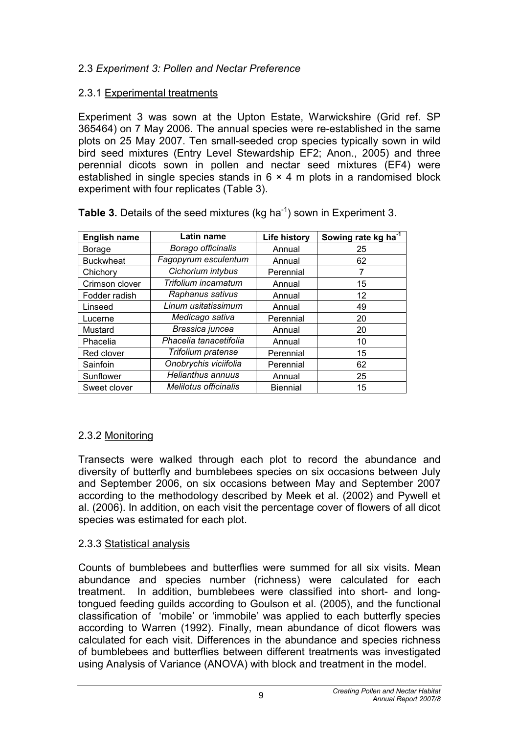### 2.3 *Experiment 3: Pollen and Nectar Preference*

#### 2.3.1 Experimental treatments

Experiment 3 was sown at the Upton Estate, Warwickshire (Grid ref. SP 365464) on 7 May 2006. The annual species were re-established in the same plots on 25 May 2007. Ten small-seeded crop species typically sown in wild bird seed mixtures (Entry Level Stewardship EF2; Anon., 2005) and three perennial dicots sown in pollen and nectar seed mixtures (EF4) were established in single species stands in 6 × 4 m plots in a randomised block experiment with four replicates (Table 3).

**Table 3.** Details of the seed mixtures (kg ha$^{-1}$) sown in Experiment 3.

| English name | Latin name | Life history | Sowing rate kg ha$^{-1}$ |
|---|---|---|---|
| Borage | *Borago officinalis* | Annual | 25 |
| Buckwheat | *Fagopyrum esculentum* | Annual | 62 |
| Chichory | *Cichorium intybus* | Perennial | 7 |
| Crimson clover | *Trifolium incarnatum* | Annual | 15 |
| Fodder radish | *Raphanus sativus* | Annual | 12 |
| Linseed | *Linum usitatissimum* | Annual | 49 |
| Lucerne | *Medicago sativa* | Perennial | 20 |
| Mustard | *Brassica juncea* | Annual | 20 |
| Phacelia | *Phacelia tanacetifolia* | Annual | 10 |
| Red clover | *Trifolium pratense* | Perennial | 15 |
| Sainfoin | *Onobrychis viciifolia* | Perennial | 62 |
| Sunflower | *Helianthus annuus* | Annual | 25 |
| Sweet clover | *Melilotus officinalis* | Biennial | 15 |

#### 2.3.2 Monitoring

Transects were walked through each plot to record the abundance and diversity of butterfly and bumblebees species on six occasions between July and September 2006, on six occasions between May and September 2007 according to the methodology described by Meek et al. (2002) and Pywell et al. (2006). In addition, on each visit the percentage cover of flowers of all dicot species was estimated for each plot.

#### 2.3.3 Statistical analysis

Counts of bumblebees and butterflies were summed for all six visits. Mean abundance and species number (richness) were calculated for each treatment. In addition, bumblebees were classified into short- and long-tongued feeding guilds according to Goulson et al. (2005), and the functional classification of 'mobile' or 'immobile' was applied to each butterfly species according to Warren (1992). Finally, mean abundance of dicot flowers was calculated for each visit. Differences in the abundance and species richness of bumblebees and butterflies between different treatments was investigated using Analysis of Variance (ANOVA) with block and treatment in the model.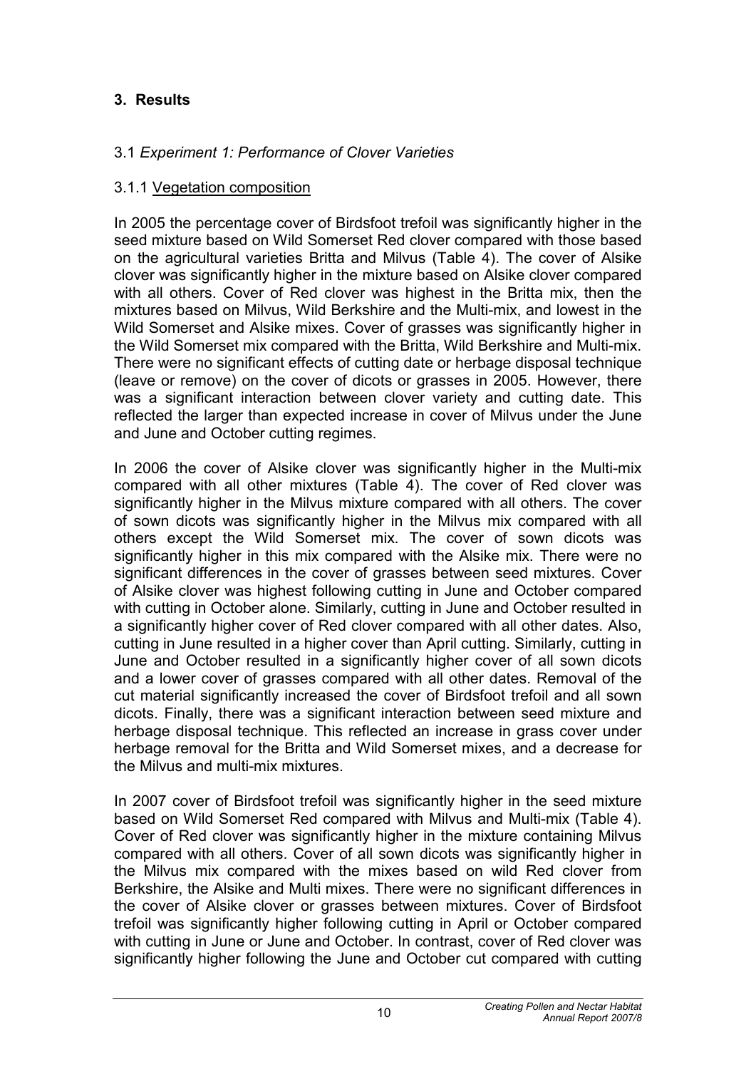# 3. Results

## 3.1 *Experiment 1: Performance of Clover Varieties*

### 3.1.1 Vegetation composition

In 2005 the percentage cover of Birdsfoot trefoil was significantly higher in the seed mixture based on Wild Somerset Red clover compared with those based on the agricultural varieties Britta and Milvus (Table 4). The cover of Alsike clover was significantly higher in the mixture based on Alsike clover compared with all others. Cover of Red clover was highest in the Britta mix, then the mixtures based on Milvus, Wild Berkshire and the Multi-mix, and lowest in the Wild Somerset and Alsike mixes. Cover of grasses was significantly higher in the Wild Somerset mix compared with the Britta, Wild Berkshire and Multi-mix. There were no significant effects of cutting date or herbage disposal technique (leave or remove) on the cover of dicots or grasses in 2005. However, there was a significant interaction between clover variety and cutting date. This reflected the larger than expected increase in cover of Milvus under the June and June and October cutting regimes.

In 2006 the cover of Alsike clover was significantly higher in the Multi-mix compared with all other mixtures (Table 4). The cover of Red clover was significantly higher in the Milvus mixture compared with all others. The cover of sown dicots was significantly higher in the Milvus mix compared with all others except the Wild Somerset mix. The cover of sown dicots was significantly higher in this mix compared with the Alsike mix. There were no significant differences in the cover of grasses between seed mixtures. Cover of Alsike clover was highest following cutting in June and October compared with cutting in October alone. Similarly, cutting in June and October resulted in a significantly higher cover of Red clover compared with all other dates. Also, cutting in June resulted in a higher cover than April cutting. Similarly, cutting in June and October resulted in a significantly higher cover of all sown dicots and a lower cover of grasses compared with all other dates. Removal of the cut material significantly increased the cover of Birdsfoot trefoil and all sown dicots. Finally, there was a significant interaction between seed mixture and herbage disposal technique. This reflected an increase in grass cover under herbage removal for the Britta and Wild Somerset mixes, and a decrease for the Milvus and multi-mix mixtures.

In 2007 cover of Birdsfoot trefoil was significantly higher in the seed mixture based on Wild Somerset Red compared with Milvus and Multi-mix (Table 4). Cover of Red clover was significantly higher in the mixture containing Milvus compared with all others. Cover of all sown dicots was significantly higher in the Milvus mix compared with the mixes based on wild Red clover from Berkshire, the Alsike and Multi mixes. There were no significant differences in the cover of Alsike clover or grasses between mixtures. Cover of Birdsfoot trefoil was significantly higher following cutting in April or October compared with cutting in June or June and October. In contrast, cover of Red clover was significantly higher following the June and October cut compared with cutting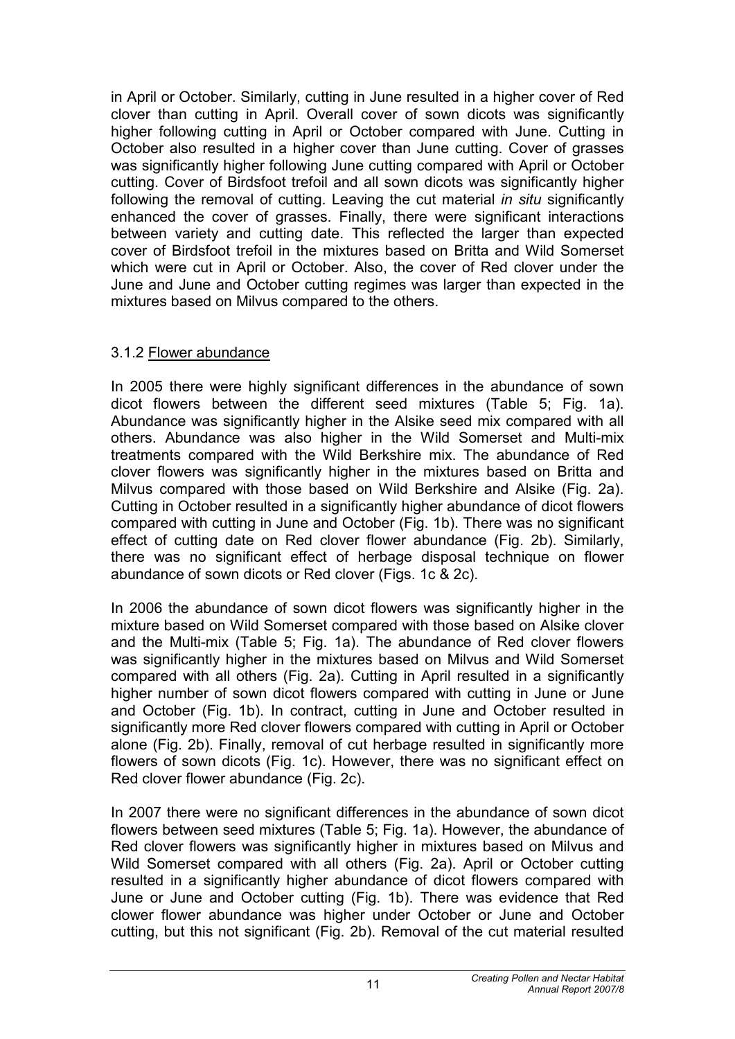in April or October. Similarly, cutting in June resulted in a higher cover of Red clover than cutting in April. Overall cover of sown dicots was significantly higher following cutting in April or October compared with June. Cutting in October also resulted in a higher cover than June cutting. Cover of grasses was significantly higher following June cutting compared with April or October cutting. Cover of Birdsfoot trefoil and all sown dicots was significantly higher following the removal of cutting. Leaving the cut material *in situ* significantly enhanced the cover of grasses. Finally, there were significant interactions between variety and cutting date. This reflected the larger than expected cover of Birdsfoot trefoil in the mixtures based on Britta and Wild Somerset which were cut in April or October. Also, the cover of Red clover under the June and June and October cutting regimes was larger than expected in the mixtures based on Milvus compared to the others.

### 3.1.2 Flower abundance

In 2005 there were highly significant differences in the abundance of sown dicot flowers between the different seed mixtures (Table 5; Fig. 1a). Abundance was significantly higher in the Alsike seed mix compared with all others. Abundance was also higher in the Wild Somerset and Multi-mix treatments compared with the Wild Berkshire mix. The abundance of Red clover flowers was significantly higher in the mixtures based on Britta and Milvus compared with those based on Wild Berkshire and Alsike (Fig. 2a). Cutting in October resulted in a significantly higher abundance of dicot flowers compared with cutting in June and October (Fig. 1b). There was no significant effect of cutting date on Red clover flower abundance (Fig. 2b). Similarly, there was no significant effect of herbage disposal technique on flower abundance of sown dicots or Red clover (Figs. 1c & 2c).

In 2006 the abundance of sown dicot flowers was significantly higher in the mixture based on Wild Somerset compared with those based on Alsike clover and the Multi-mix (Table 5; Fig. 1a). The abundance of Red clover flowers was significantly higher in the mixtures based on Milvus and Wild Somerset compared with all others (Fig. 2a). Cutting in April resulted in a significantly higher number of sown dicot flowers compared with cutting in June or June and October (Fig. 1b). In contract, cutting in June and October resulted in significantly more Red clover flowers compared with cutting in April or October alone (Fig. 2b). Finally, removal of cut herbage resulted in significantly more flowers of sown dicots (Fig. 1c). However, there was no significant effect on Red clover flower abundance (Fig. 2c).

In 2007 there were no significant differences in the abundance of sown dicot flowers between seed mixtures (Table 5; Fig. 1a). However, the abundance of Red clover flowers was significantly higher in mixtures based on Milvus and Wild Somerset compared with all others (Fig. 2a). April or October cutting resulted in a significantly higher abundance of dicot flowers compared with June or June and October cutting (Fig. 1b). There was evidence that Red clower flower abundance was higher under October or June and October cutting, but this not significant (Fig. 2b). Removal of the cut material resulted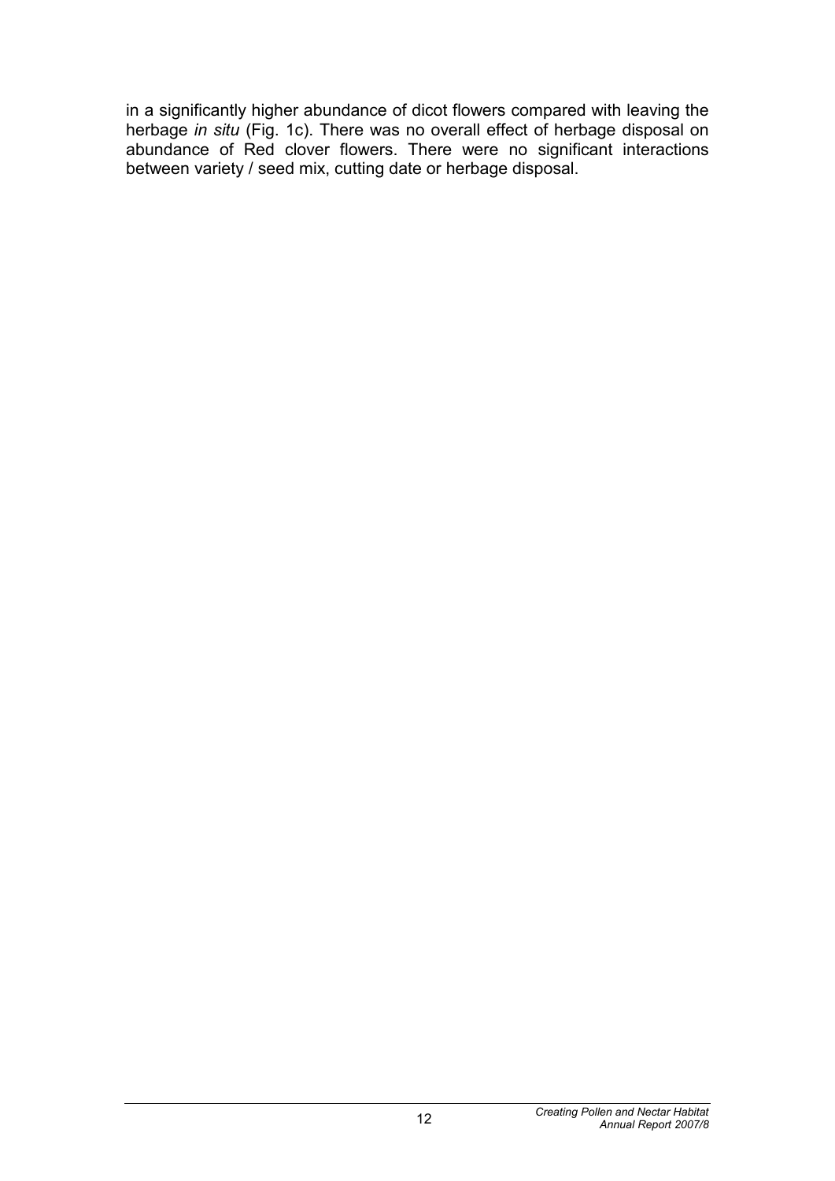in a significantly higher abundance of dicot flowers compared with leaving the herbage *in situ* (Fig. 1c). There was no overall effect of herbage disposal on abundance of Red clover flowers. There were no significant interactions between variety / seed mix, cutting date or herbage disposal.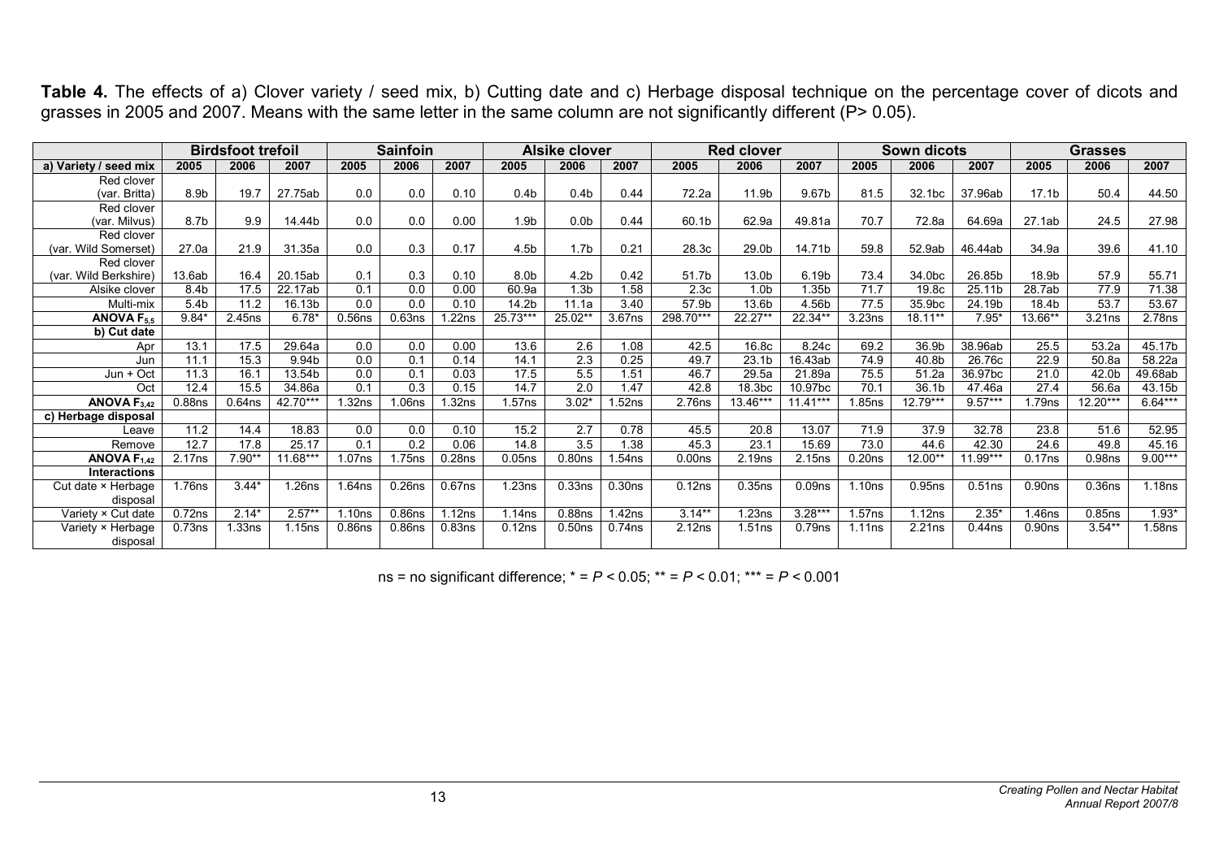**Table 4.** The effects of a) Clover variety / seed mix, b) Cutting date and c) Herbage disposal technique on the percentage cover of dicots and grasses in 2005 and 2007. Means with the same letter in the same column are not significantly different (P> 0.05).

| | Birdsfoot trefoil | | | Sainfoin | | | Alsike clover | | | Red clover | | | Sown dicots | | | Grasses | | |
|---|---|---|---|---|---|---|---|---|---|---|---|---|---|---|---|---|---|---|
| **a) Variety / seed mix** | **2005** | **2006** | **2007** | **2005** | **2006** | **2007** | **2005** | **2006** | **2007** | **2005** | **2006** | **2007** | **2005** | **2006** | **2007** | **2005** | **2006** | **2007** |
| Red clover (var. Britta) | 8.9b | 19.7 | 27.75ab | 0.0 | 0.0 | 0.10 | 0.4b | 0.4b | 0.44 | 72.2a | 11.9b | 9.67b | 81.5 | 32.1bc | 37.96ab | 17.1b | 50.4 | 44.50 |
| Red clover (var. Milvus) | 8.7b | 9.9 | 14.44b | 0.0 | 0.0 | 0.00 | 1.9b | 0.0b | 0.44 | 60.1b | 62.9a | 49.81a | 70.7 | 72.8a | 64.69a | 27.1ab | 24.5 | 27.98 |
| Red clover (var. Wild Somerset) | 27.0a | 21.9 | 31.35a | 0.0 | 0.3 | 0.17 | 4.5b | 1.7b | 0.21 | 28.3c | 29.0b | 14.71b | 59.8 | 52.9ab | 46.44ab | 34.9a | 39.6 | 41.10 |
| Red clover (var. Wild Berkshire) | 13.6ab | 16.4 | 20.15ab | 0.1 | 0.3 | 0.10 | 8.0b | 4.2b | 0.42 | 51.7b | 13.0b | 6.19b | 73.4 | 34.0bc | 26.85b | 18.9b | 57.9 | 55.71 |
| Alsike clover | 8.4b | 17.5 | 22.17ab | 0.1 | 0.0 | 0.00 | 60.9a | 1.3b | 1.58 | 2.3c | 1.0b | 1.35b | 71.7 | 19.8c | 25.11b | 28.7ab | 77.9 | 71.38 |
| Multi-mix | 5.4b | 11.2 | 16.13b | 0.0 | 0.0 | 0.10 | 14.2b | 11.1a | 3.40 | 57.9b | 13.6b | 4.56b | 77.5 | 35.9bc | 24.19b | 18.4b | 53.7 | 53.67 |
| **ANOVA $F_{5,5}$** | 9.84* | 2.45ns | 6.78* | 0.56ns | 0.63ns | 1.22ns | 25.73*** | 25.02** | 3.67ns | 298.70*** | 22.27** | 22.34** | 3.23ns | 18.11** | 7.95* | 13.66** | 3.21ns | 2.78ns |
| **b) Cut date** | | | | | | | | | | | | | | | | | | |
| Apr | 13.1 | 17.5 | 29.64a | 0.0 | 0.0 | 0.00 | 13.6 | 2.6 | 1.08 | 42.5 | 16.8c | 8.24c | 69.2 | 36.9b | 38.96ab | 25.5 | 53.2a | 45.17b |
| Jun | 11.1 | 15.3 | 9.94b | 0.0 | 0.1 | 0.14 | 14.1 | 2.3 | 0.25 | 49.7 | 23.1b | 16.43ab | 74.9 | 40.8b | 26.76c | 22.9 | 50.8a | 58.22a |
| Jun + Oct | 11.3 | 16.1 | 13.54b | 0.0 | 0.1 | 0.03 | 17.5 | 5.5 | 1.51 | 46.7 | 29.5a | 21.89a | 75.5 | 51.2a | 36.97bc | 21.0 | 42.0b | 49.68ab |
| Oct | 12.4 | 15.5 | 34.86a | 0.1 | 0.3 | 0.15 | 14.7 | 2.0 | 1.47 | 42.8 | 18.3bc | 10.97bc | 70.1 | 36.1b | 47.46a | 27.4 | 56.6a | 43.15b |
| **ANOVA $F_{3,42}$** | 0.88ns | 0.64ns | 42.70*** | 1.32ns | 1.06ns | 1.32ns | 1.57ns | 3.02* | 1.52ns | 2.76ns | 13.46*** | 11.41*** | 1.85ns | 12.79*** | 9.57*** | 1.79ns | 12.20*** | 6.64*** |
| **c) Herbage disposal** | | | | | | | | | | | | | | | | | | |
| Leave | 11.2 | 14.4 | 18.83 | 0.0 | 0.0 | 0.10 | 15.2 | 2.7 | 0.78 | 45.5 | 20.8 | 13.07 | 71.9 | 37.9 | 32.78 | 23.8 | 51.6 | 52.95 |
| Remove | 12.7 | 17.8 | 25.17 | 0.1 | 0.2 | 0.06 | 14.8 | 3.5 | 1.38 | 45.3 | 23.1 | 15.69 | 73.0 | 44.6 | 42.30 | 24.6 | 49.8 | 45.16 |
| **ANOVA $F_{1,42}$** | 2.17ns | 7.90** | 11.68*** | 1.07ns | 1.75ns | 0.28ns | 0.05ns | 0.80ns | 1.54ns | 0.00ns | 2.19ns | 2.15ns | 0.20ns | 12.00** | 11.99*** | 0.17ns | 0.98ns | 9.00*** |
| **Interactions** | | | | | | | | | | | | | | | | | | |
| Cut date × Herbage disposal | 1.76ns | 3.44* | 1.26ns | 1.64ns | 0.26ns | 0.67ns | 1.23ns | 0.33ns | 0.30ns | 0.12ns | 0.35ns | 0.09ns | 1.10ns | 0.95ns | 0.51ns | 0.90ns | 0.36ns | 1.18ns |
| Variety × Cut date | 0.72ns | 2.14* | 2.57** | 1.10ns | 0.86ns | 1.12ns | 1.14ns | 0.88ns | 1.42ns | 3.14** | 1.23ns | 3.28*** | 1.57ns | 1.12ns | 2.35* | 1.46ns | 0.85ns | 1.93* |
| Variety × Herbage disposal | 0.73ns | 1.33ns | 1.15ns | 0.86ns | 0.86ns | 0.83ns | 0.12ns | 0.50ns | 0.74ns | 2.12ns | 1.51ns | 0.79ns | 1.11ns | 2.21ns | 0.44ns | 0.90ns | 3.54** | 1.58ns |

ns = no significant difference; * = $P < 0.05$; ** = $P < 0.01$; *** = $P < 0.001$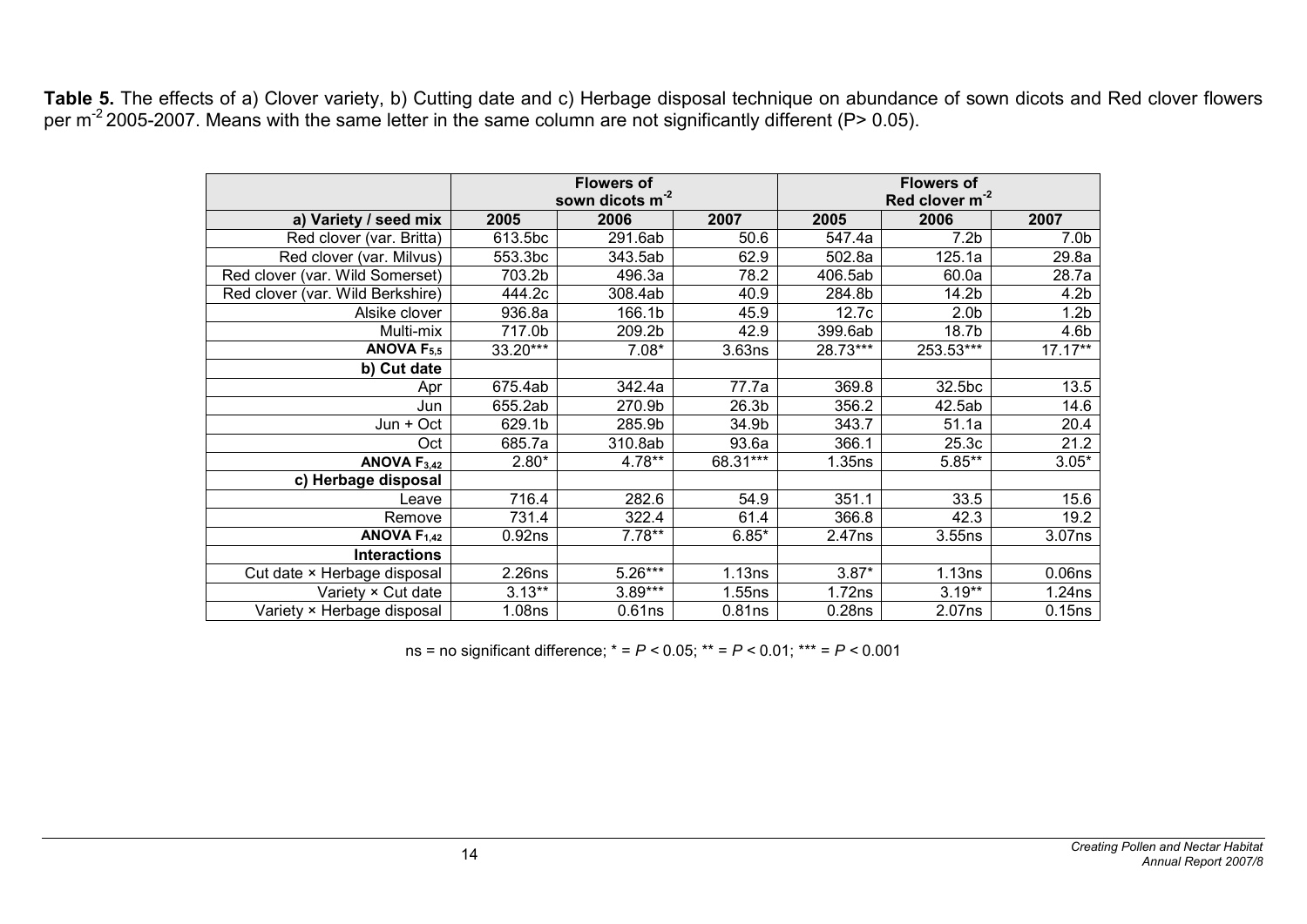**Table 5.** The effects of a) Clover variety, b) Cutting date and c) Herbage disposal technique on abundance of sown dicots and Red clover flowers per $m^{-2}$ 2005-2007. Means with the same letter in the same column are not significantly different ($P > 0.05$).

| | Flowers of sown dicots $m^{-2}$ | | | Flowers of Red clover $m^{-2}$ | | |
|---|---|---|---|---|---|---|
| **a) Variety / seed mix** | **2005** | **2006** | **2007** | **2005** | **2006** | **2007** |
| Red clover (var. Britta) | 613.5bc | 291.6ab | 50.6 | 547.4a | 7.2b | 7.0b |
| Red clover (var. Milvus) | 553.3bc | 343.5ab | 62.9 | 502.8a | 125.1a | 29.8a |
| Red clover (var. Wild Somerset) | 703.2b | 496.3a | 78.2 | 406.5ab | 60.0a | 28.7a |
| Red clover (var. Wild Berkshire) | 444.2c | 308.4ab | 40.9 | 284.8b | 14.2b | 4.2b |
| Alsike clover | 936.8a | 166.1b | 45.9 | 12.7c | 2.0b | 1.2b |
| Multi-mix | 717.0b | 209.2b | 42.9 | 399.6ab | 18.7b | 4.6b |
| **ANOVA $F_{5,5}$** | 33.20*** | 7.08* | 3.63ns | 28.73*** | 253.53*** | 17.17** |
| **b) Cut date** | | | | | | |
| Apr | 675.4ab | 342.4a | 77.7a | 369.8 | 32.5bc | 13.5 |
| Jun | 655.2ab | 270.9b | 26.3b | 356.2 | 42.5ab | 14.6 |
| Jun + Oct | 629.1b | 285.9b | 34.9b | 343.7 | 51.1a | 20.4 |
| Oct | 685.7a | 310.8ab | 93.6a | 366.1 | 25.3c | 21.2 |
| **ANOVA $F_{3,42}$** | 2.80* | 4.78** | 68.31*** | 1.35ns | 5.85** | 3.05* |
| **c) Herbage disposal** | | | | | | |
| Leave | 716.4 | 282.6 | 54.9 | 351.1 | 33.5 | 15.6 |
| Remove | 731.4 | 322.4 | 61.4 | 366.8 | 42.3 | 19.2 |
| **ANOVA $F_{1,42}$** | 0.92ns | 7.78** | 6.85* | 2.47ns | 3.55ns | 3.07ns |
| **Interactions** | | | | | | |
| Cut date × Herbage disposal | 2.26ns | 5.26*** | 1.13ns | 3.87* | 1.13ns | 0.06ns |
| Variety × Cut date | 3.13** | 3.89*** | 1.55ns | 1.72ns | 3.19** | 1.24ns |
| Variety × Herbage disposal | 1.08ns | 0.61ns | 0.81ns | 0.28ns | 2.07ns | 0.15ns |

ns = no significant difference; * = $P < 0.05$; ** = $P < 0.01$; *** = $P < 0.001$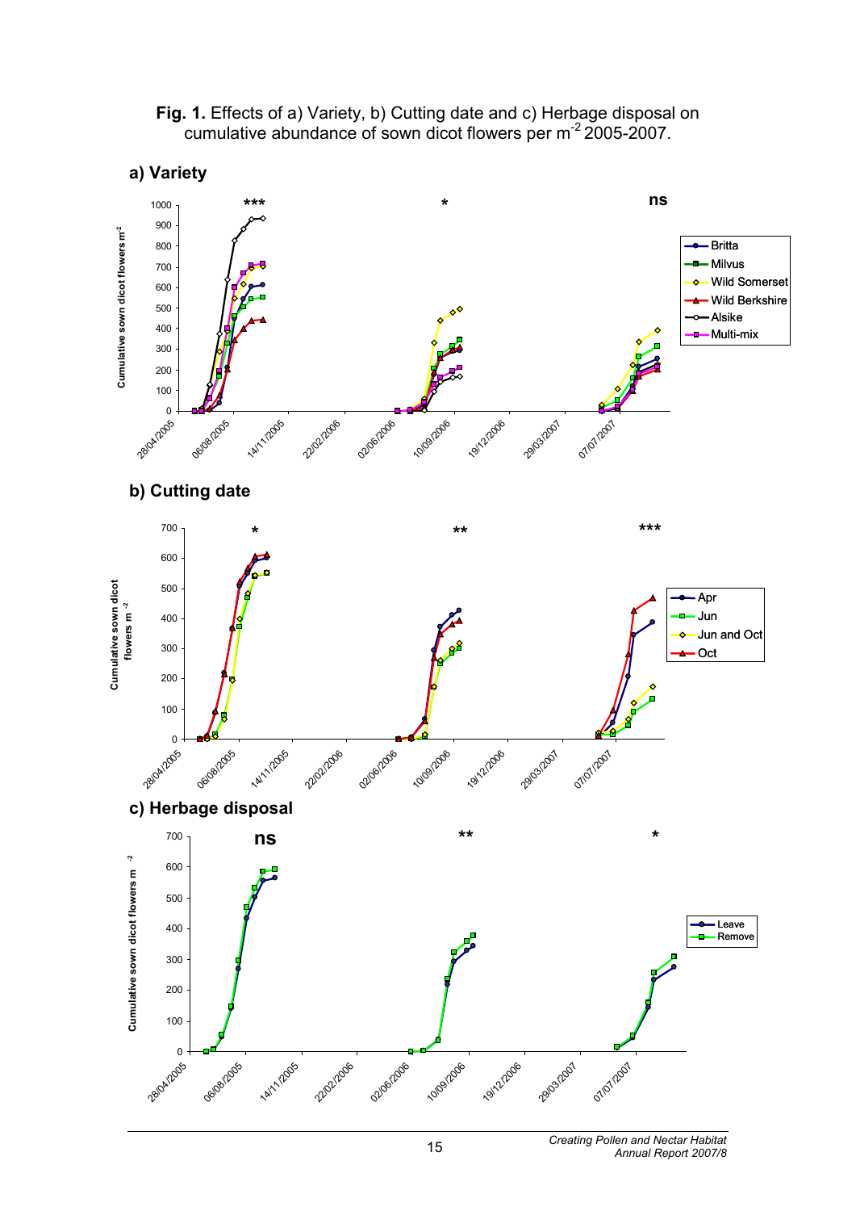**Fig. 1.** Effects of a) Variety, b) Cutting date and c) Herbage disposal on cumulative abundance of sown dicot flowers per $m^{-2}$ 2005-2007.

**a) Variety**

**b) Cutting date**

**c) Herbage disposal**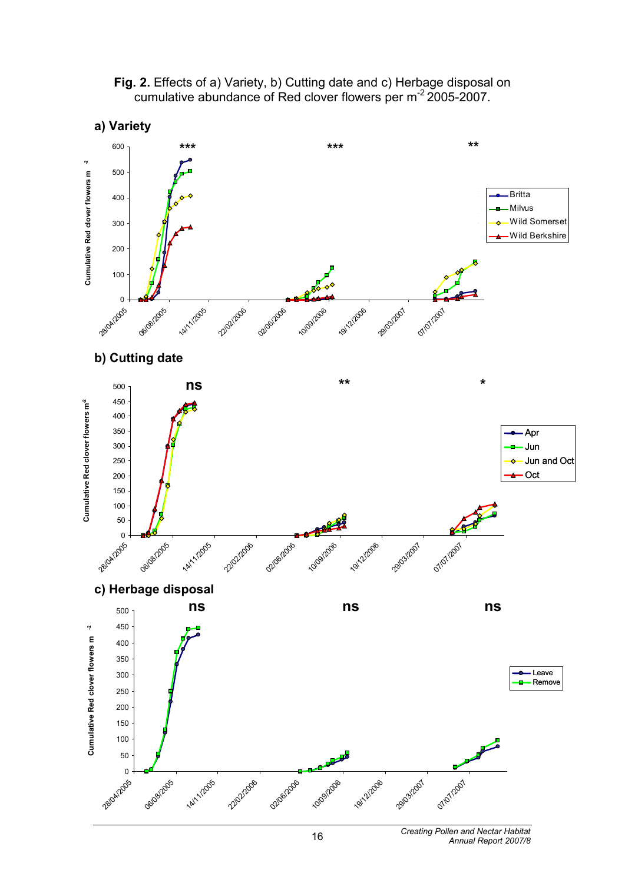**Fig. 2.** Effects of a) Variety, b) Cutting date and c) Herbage disposal on cumulative abundance of Red clover flowers per $m^{-2}$ 2005-2007.

**a) Variety**

**b) Cutting date**

**c) Herbage disposal**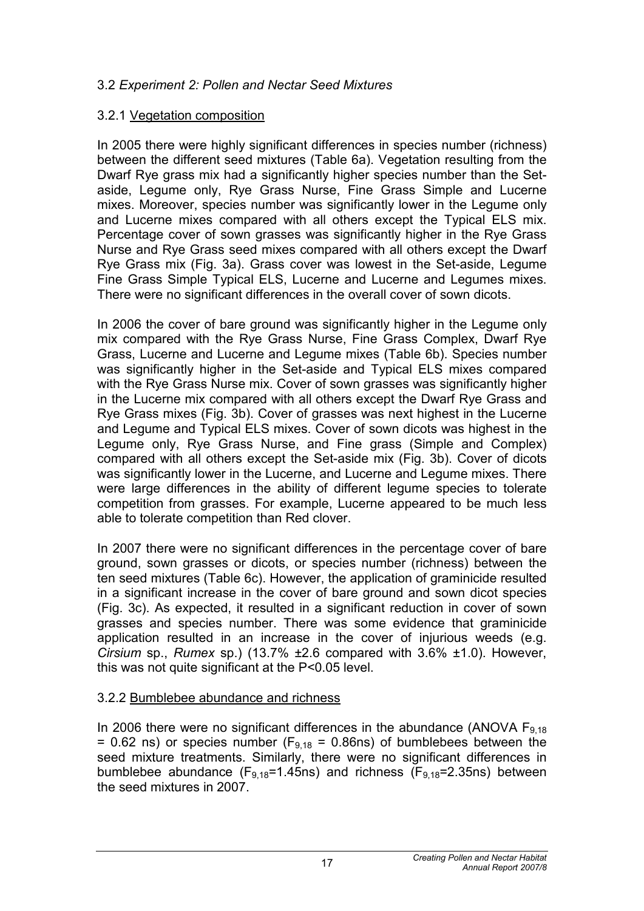### 3.2 *Experiment 2: Pollen and Nectar Seed Mixtures*

#### 3.2.1 Vegetation composition

In 2005 there were highly significant differences in species number (richness) between the different seed mixtures (Table 6a). Vegetation resulting from the Dwarf Rye grass mix had a significantly higher species number than the Set-aside, Legume only, Rye Grass Nurse, Fine Grass Simple and Lucerne mixes. Moreover, species number was significantly lower in the Legume only and Lucerne mixes compared with all others except the Typical ELS mix. Percentage cover of sown grasses was significantly higher in the Rye Grass Nurse and Rye Grass seed mixes compared with all others except the Dwarf Rye Grass mix (Fig. 3a). Grass cover was lowest in the Set-aside, Legume Fine Grass Simple Typical ELS, Lucerne and Lucerne and Legumes mixes. There were no significant differences in the overall cover of sown dicots.

In 2006 the cover of bare ground was significantly higher in the Legume only mix compared with the Rye Grass Nurse, Fine Grass Complex, Dwarf Rye Grass, Lucerne and Lucerne and Legume mixes (Table 6b). Species number was significantly higher in the Set-aside and Typical ELS mixes compared with the Rye Grass Nurse mix. Cover of sown grasses was significantly higher in the Lucerne mix compared with all others except the Dwarf Rye Grass and Rye Grass mixes (Fig. 3b). Cover of grasses was next highest in the Lucerne and Legume and Typical ELS mixes. Cover of sown dicots was highest in the Legume only, Rye Grass Nurse, and Fine grass (Simple and Complex) compared with all others except the Set-aside mix (Fig. 3b). Cover of dicots was significantly lower in the Lucerne, and Lucerne and Legume mixes. There were large differences in the ability of different legume species to tolerate competition from grasses. For example, Lucerne appeared to be much less able to tolerate competition than Red clover.

In 2007 there were no significant differences in the percentage cover of bare ground, sown grasses or dicots, or species number (richness) between the ten seed mixtures (Table 6c). However, the application of graminicide resulted in a significant increase in the cover of bare ground and sown dicot species (Fig. 3c). As expected, it resulted in a significant reduction in cover of sown grasses and species number. There was some evidence that graminicide application resulted in an increase in the cover of injurious weeds (e.g. *Cirsium* sp., *Rumex* sp.) (13.7% ±2.6 compared with 3.6% ±1.0). However, this was not quite significant at the $P<0.05$ level.

#### 3.2.2 Bumblebee abundance and richness

In 2006 there were no significant differences in the abundance (ANOVA $F_{9,18} = 0.62$ ns) or species number ($F_{9,18} = 0.86$ns) of bumblebees between the seed mixture treatments. Similarly, there were no significant differences in bumblebee abundance ($F_{9,18}=1.45$ns) and richness ($F_{9,18}=2.35$ns) between the seed mixtures in 2007.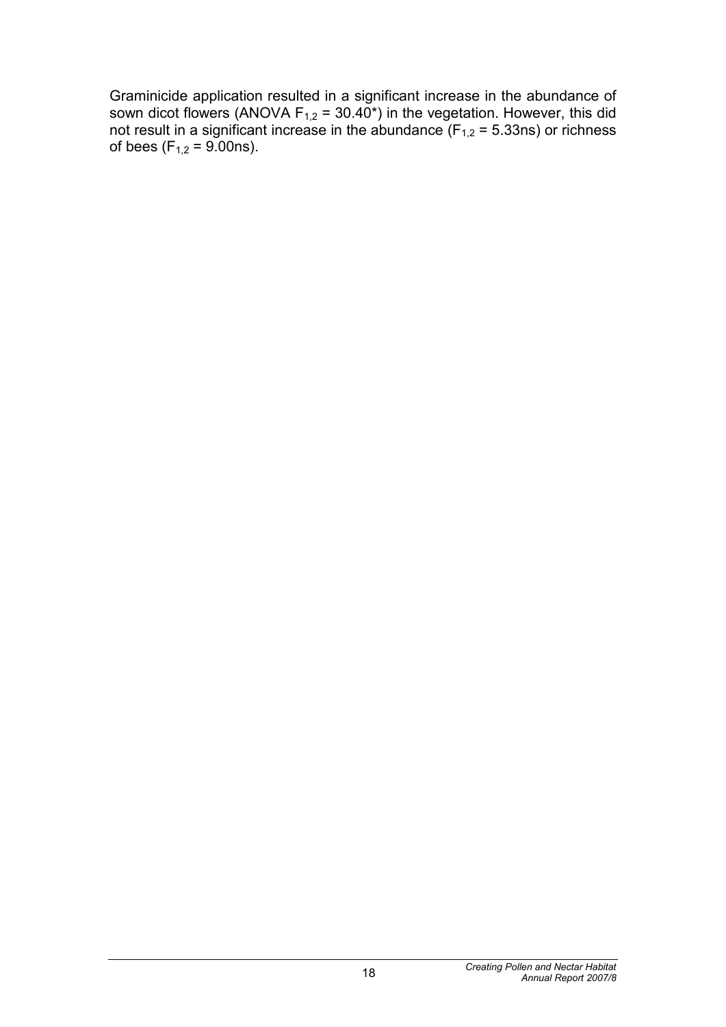Graminicide application resulted in a significant increase in the abundance of sown dicot flowers (ANOVA $F_{1,2}$ = 30.40*) in the vegetation. However, this did not result in a significant increase in the abundance ($F_{1,2}$ = 5.33ns) or richness of bees ($F_{1,2}$ = 9.00ns).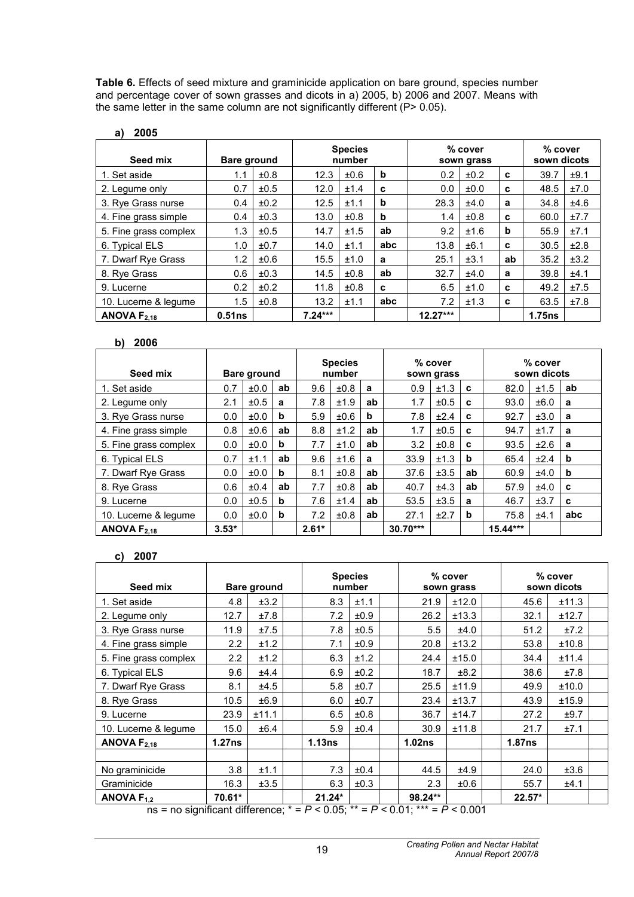**Table 6.** Effects of seed mixture and graminicide application on bare ground, species number and percentage cover of sown grasses and dicots in a) 2005, b) 2006 and 2007. Means with the same letter in the same column are not significantly different (P> 0.05).

**a) 2005**

| Seed mix | Bare ground | | Species number | | | % cover sown grass | | | % cover sown dicots | |
|---|---|---|---|---|---|---|---|---|---|---|
| 1. Set aside | 1.1 | ±0.8 | 12.3 | ±0.6 | b | 0.2 | ±0.2 | c | 39.7 | ±9.1 |
| 2. Legume only | 0.7 | ±0.5 | 12.0 | ±1.4 | c | 0.0 | ±0.0 | c | 48.5 | ±7.0 |
| 3. Rye Grass nurse | 0.4 | ±0.2 | 12.5 | ±1.1 | b | 28.3 | ±4.0 | a | 34.8 | ±4.6 |
| 4. Fine grass simple | 0.4 | ±0.3 | 13.0 | ±0.8 | b | 1.4 | ±0.8 | c | 60.0 | ±7.7 |
| 5. Fine grass complex | 1.3 | ±0.5 | 14.7 | ±1.5 | ab | 9.2 | ±1.6 | b | 55.9 | ±7.1 |
| 6. Typical ELS | 1.0 | ±0.7 | 14.0 | ±1.1 | abc | 13.8 | ±6.1 | c | 30.5 | ±2.8 |
| 7. Dwarf Rye Grass | 1.2 | ±0.6 | 15.5 | ±1.0 | a | 25.1 | ±3.1 | ab | 35.2 | ±3.2 |
| 8. Rye Grass | 0.6 | ±0.3 | 14.5 | ±0.8 | ab | 32.7 | ±4.0 | a | 39.8 | ±4.1 |
| 9. Lucerne | 0.2 | ±0.2 | 11.8 | ±0.8 | c | 6.5 | ±1.0 | c | 49.2 | ±7.5 |
| 10. Lucerne & legume | 1.5 | ±0.8 | 13.2 | ±1.1 | abc | 7.2 | ±1.3 | c | 63.5 | ±7.8 |
| **ANOVA $F_{2,18}$** | **0.51ns** | | **7.24*** ** | | | **12.27*** ** | | | **1.75ns** | |

**b) 2006**

| Seed mix | Bare ground | | | Species number | | | % cover sown grass | | | % cover sown dicots | | |
|---|---|---|---|---|---|---|---|---|---|---|---|---|
| 1. Set aside | 0.7 | ±0.0 | ab | 9.6 | ±0.8 | a | 0.9 | ±1.3 | c | 82.0 | ±1.5 | ab |
| 2. Legume only | 2.1 | ±0.5 | a | 7.8 | ±1.9 | ab | 1.7 | ±0.5 | c | 93.0 | ±6.0 | a |
| 3. Rye Grass nurse | 0.0 | ±0.0 | b | 5.9 | ±0.6 | b | 7.8 | ±2.4 | c | 92.7 | ±3.0 | a |
| 4. Fine grass simple | 0.8 | ±0.6 | ab | 8.8 | ±1.2 | ab | 1.7 | ±0.5 | c | 94.7 | ±1.7 | a |
| 5. Fine grass complex | 0.0 | ±0.0 | b | 7.7 | ±1.0 | ab | 3.2 | ±0.8 | c | 93.5 | ±2.6 | a |
| 6. Typical ELS | 0.7 | ±1.1 | ab | 9.6 | ±1.6 | a | 33.9 | ±1.3 | b | 65.4 | ±2.4 | b |
| 7. Dwarf Rye Grass | 0.0 | ±0.0 | b | 8.1 | ±0.8 | ab | 37.6 | ±3.5 | ab | 60.9 | ±4.0 | b |
| 8. Rye Grass | 0.6 | ±0.4 | ab | 7.7 | ±0.8 | ab | 40.7 | ±4.3 | ab | 57.9 | ±4.0 | c |
| 9. Lucerne | 0.0 | ±0.5 | b | 7.6 | ±1.4 | ab | 53.5 | ±3.5 | a | 46.7 | ±3.7 | c |
| 10. Lucerne & legume | 0.0 | ±0.0 | b | 7.2 | ±0.8 | ab | 27.1 | ±2.7 | b | 75.8 | ±4.1 | abc |
| **ANOVA $F_{2,18}$** | **3.53*** | | | **2.61*** | | | **30.70*** ** | | | **15.44*** ** | | |

**c) 2007**

| Seed mix | Bare ground | | Species number | | % cover sown grass | | % cover sown dicots | |
|---|---|---|---|---|---|---|---|---|
| 1. Set aside | 4.8 | ±3.2 | 8.3 | ±1.1 | 21.9 | ±12.0 | 45.6 | ±11.3 |
| 2. Legume only | 12.7 | ±7.8 | 7.2 | ±0.9 | 26.2 | ±13.3 | 32.1 | ±12.7 |
| 3. Rye Grass nurse | 11.9 | ±7.5 | 7.8 | ±0.5 | 5.5 | ±4.0 | 51.2 | ±7.2 |
| 4. Fine grass simple | 2.2 | ±1.2 | 7.1 | ±0.9 | 20.8 | ±13.2 | 53.8 | ±10.8 |
| 5. Fine grass complex | 2.2 | ±1.2 | 6.3 | ±1.2 | 24.4 | ±15.0 | 34.4 | ±11.4 |
| 6. Typical ELS | 9.6 | ±4.4 | 6.9 | ±0.2 | 18.7 | ±8.2 | 38.6 | ±7.8 |
| 7. Dwarf Rye Grass | 8.1 | ±4.5 | 5.8 | ±0.7 | 25.5 | ±11.9 | 49.9 | ±10.0 |
| 8. Rye Grass | 10.5 | ±6.9 | 6.0 | ±0.7 | 23.4 | ±13.7 | 43.9 | ±15.9 |
| 9. Lucerne | 23.9 | ±11.1 | 6.5 | ±0.8 | 36.7 | ±14.7 | 27.2 | ±9.7 |
| 10. Lucerne & legume | 15.0 | ±6.4 | 5.9 | ±0.4 | 30.9 | ±11.8 | 21.7 | ±7.1 |
| **ANOVA $F_{2,18}$** | **1.27ns** | | **1.13ns** | | **1.02ns** | | **1.87ns** | |
| | | | | | | | | |
| No graminicide | 3.8 | ±1.1 | 7.3 | ±0.4 | 44.5 | ±4.9 | 24.0 | ±3.6 |
| Graminicide | 16.3 | ±3.5 | 6.3 | ±0.3 | 2.3 | ±0.6 | 55.7 | ±4.1 |
| **ANOVA $F_{1,2}$** | **70.61*** | | **21.24*** | | **98.24*** * | | **22.57*** | |

ns = no significant difference; * = $P < 0.05$; ** = $P < 0.01$; *** = $P < 0.001$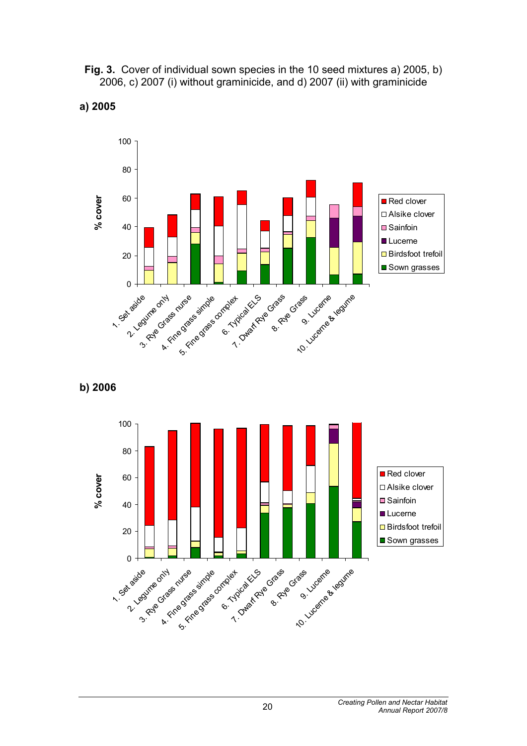**Fig. 3.** Cover of individual sown species in the 10 seed mixtures a) 2005, b) 2006, c) 2007 (i) without graminicide, and d) 2007 (ii) with graminicide

**a) 2005**

**b) 2006**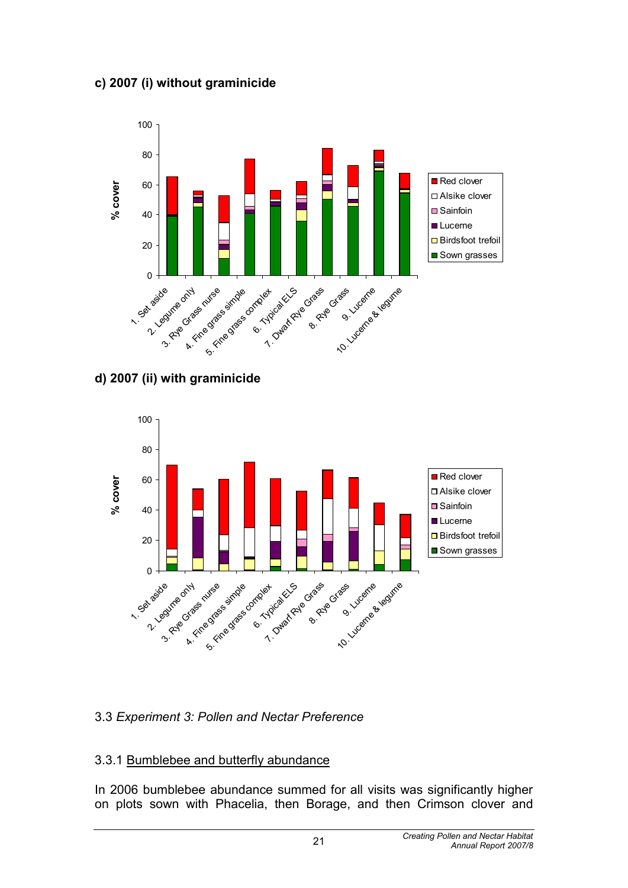**c) 2007 (i) without graminicide**

**d) 2007 (ii) with graminicide**

3.3 *Experiment 3: Pollen and Nectar Preference*

3.3.1 Bumblebee and butterfly abundance

In 2006 bumblebee abundance summed for all visits was significantly higher on plots sown with Phacelia, then Borage, and then Crimson clover and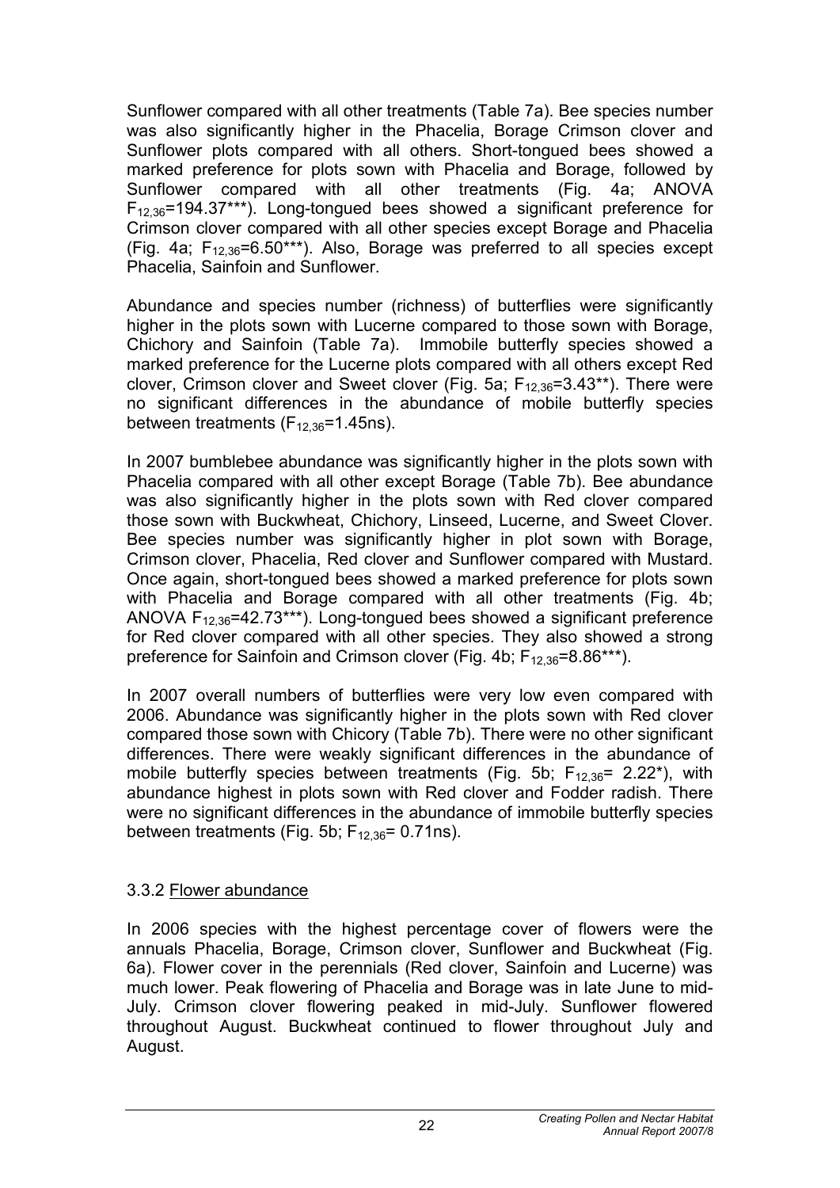Sunflower compared with all other treatments (Table 7a). Bee species number was also significantly higher in the Phacelia, Borage Crimson clover and Sunflower plots compared with all others. Short-tongued bees showed a marked preference for plots sown with Phacelia and Borage, followed by Sunflower compared with all other treatments (Fig. 4a; ANOVA $F_{12,36}$=194.37***). Long-tongued bees showed a significant preference for Crimson clover compared with all other species except Borage and Phacelia (Fig. 4a; $F_{12,36}$=6.50***). Also, Borage was preferred to all species except Phacelia, Sainfoin and Sunflower.

Abundance and species number (richness) of butterflies were significantly higher in the plots sown with Lucerne compared to those sown with Borage, Chichory and Sainfoin (Table 7a). Immobile butterfly species showed a marked preference for the Lucerne plots compared with all others except Red clover, Crimson clover and Sweet clover (Fig. 5a; $F_{12,36}$=3.43**). There were no significant differences in the abundance of mobile butterfly species between treatments ($F_{12,36}$=1.45ns).

In 2007 bumblebee abundance was significantly higher in the plots sown with Phacelia compared with all other except Borage (Table 7b). Bee abundance was also significantly higher in the plots sown with Red clover compared those sown with Buckwheat, Chichory, Linseed, Lucerne, and Sweet Clover. Bee species number was significantly higher in plot sown with Borage, Crimson clover, Phacelia, Red clover and Sunflower compared with Mustard. Once again, short-tongued bees showed a marked preference for plots sown with Phacelia and Borage compared with all other treatments (Fig. 4b; ANOVA $F_{12,36}$=42.73***). Long-tongued bees showed a significant preference for Red clover compared with all other species. They also showed a strong preference for Sainfoin and Crimson clover (Fig. 4b; $F_{12,36}$=8.86***).

In 2007 overall numbers of butterflies were very low even compared with 2006. Abundance was significantly higher in the plots sown with Red clover compared those sown with Chicory (Table 7b). There were no other significant differences. There were weakly significant differences in the abundance of mobile butterfly species between treatments (Fig. 5b; $F_{12,36}$= 2.22*), with abundance highest in plots sown with Red clover and Fodder radish. There were no significant differences in the abundance of immobile butterfly species between treatments (Fig. 5b; $F_{12,36}$= 0.71ns).

### 3.3.2 Flower abundance

In 2006 species with the highest percentage cover of flowers were the annuals Phacelia, Borage, Crimson clover, Sunflower and Buckwheat (Fig. 6a). Flower cover in the perennials (Red clover, Sainfoin and Lucerne) was much lower. Peak flowering of Phacelia and Borage was in late June to mid-July. Crimson clover flowering peaked in mid-July. Sunflower flowered throughout August. Buckwheat continued to flower throughout July and August.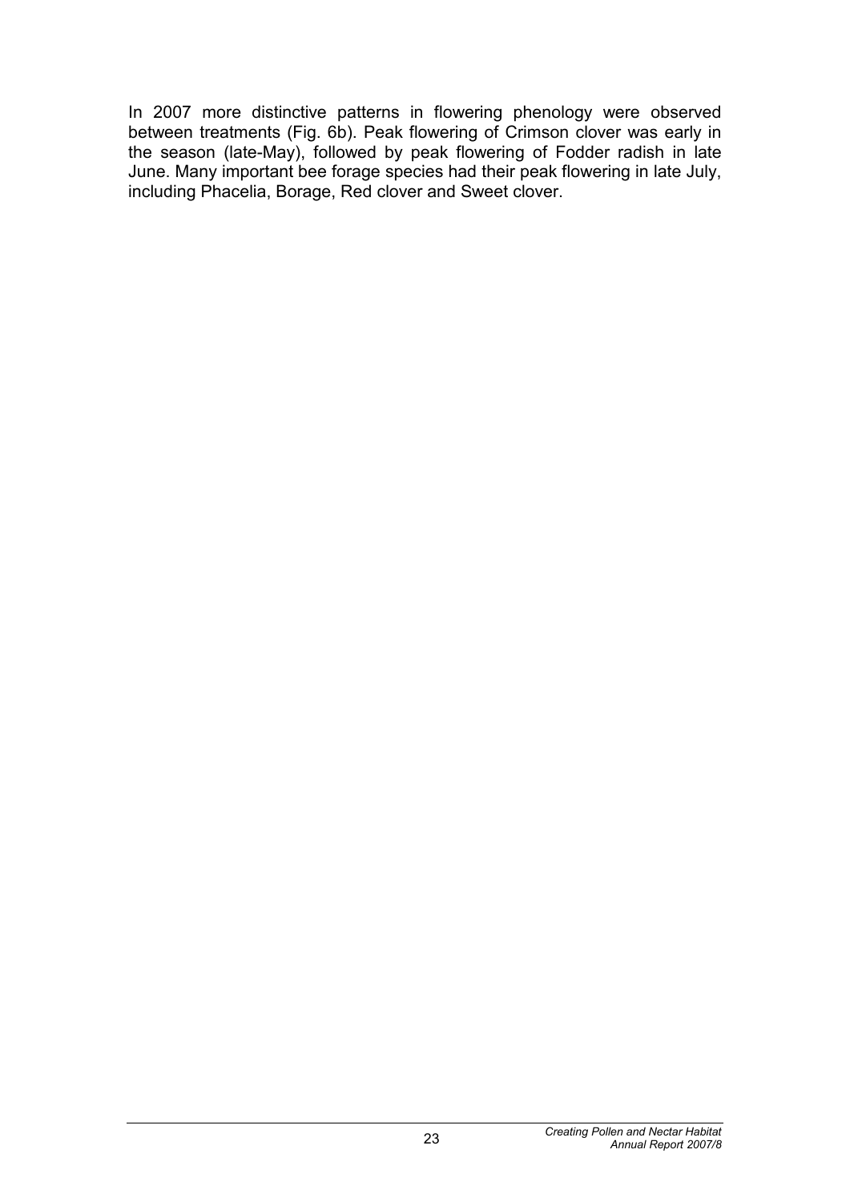In 2007 more distinctive patterns in flowering phenology were observed between treatments (Fig. 6b). Peak flowering of Crimson clover was early in the season (late-May), followed by peak flowering of Fodder radish in late June. Many important bee forage species had their peak flowering in late July, including Phacelia, Borage, Red clover and Sweet clover.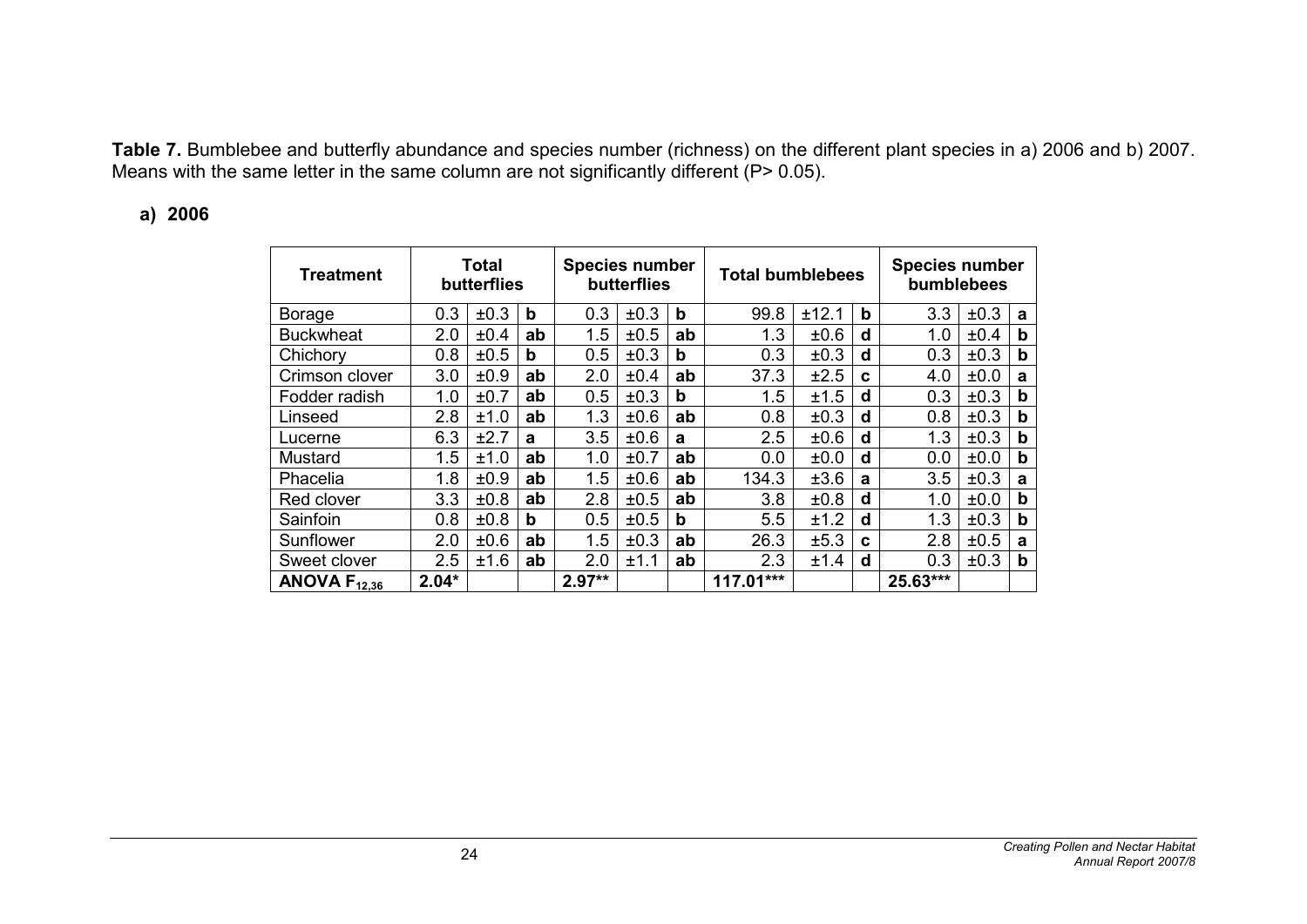**Table 7.** Bumblebee and butterfly abundance and species number (richness) on the different plant species in a) 2006 and b) 2007. Means with the same letter in the same column are not significantly different (P> 0.05).

**a) 2006**

| Treatment | Total butterflies | | | Species number butterflies | | | Total bumblebees | | | Species number bumblebees | | |
|---|---|---|---|---|---|---|---|---|---|---|---|---|
| Borage | 0.3 | ±0.3 | **b** | 0.3 | ±0.3 | **b** | 99.8 | ±12.1 | **b** | 3.3 | ±0.3 | **a** |
| Buckwheat | 2.0 | ±0.4 | **ab** | 1.5 | ±0.5 | **ab** | 1.3 | ±0.6 | **d** | 1.0 | ±0.4 | **b** |
| Chichory | 0.8 | ±0.5 | **b** | 0.5 | ±0.3 | **b** | 0.3 | ±0.3 | **d** | 0.3 | ±0.3 | **b** |
| Crimson clover | 3.0 | ±0.9 | **ab** | 2.0 | ±0.4 | **ab** | 37.3 | ±2.5 | **c** | 4.0 | ±0.0 | **a** |
| Fodder radish | 1.0 | ±0.7 | **ab** | 0.5 | ±0.3 | **b** | 1.5 | ±1.5 | **d** | 0.3 | ±0.3 | **b** |
| Linseed | 2.8 | ±1.0 | **ab** | 1.3 | ±0.6 | **ab** | 0.8 | ±0.3 | **d** | 0.8 | ±0.3 | **b** |
| Lucerne | 6.3 | ±2.7 | **a** | 3.5 | ±0.6 | **a** | 2.5 | ±0.6 | **d** | 1.3 | ±0.3 | **b** |
| Mustard | 1.5 | ±1.0 | **ab** | 1.0 | ±0.7 | **ab** | 0.0 | ±0.0 | **d** | 0.0 | ±0.0 | **b** |
| Phacelia | 1.8 | ±0.9 | **ab** | 1.5 | ±0.6 | **ab** | 134.3 | ±3.6 | **a** | 3.5 | ±0.3 | **a** |
| Red clover | 3.3 | ±0.8 | **ab** | 2.8 | ±0.5 | **ab** | 3.8 | ±0.8 | **d** | 1.0 | ±0.0 | **b** |
| Sainfoin | 0.8 | ±0.8 | **b** | 0.5 | ±0.5 | **b** | 5.5 | ±1.2 | **d** | 1.3 | ±0.3 | **b** |
| Sunflower | 2.0 | ±0.6 | **ab** | 1.5 | ±0.3 | **ab** | 26.3 | ±5.3 | **c** | 2.8 | ±0.5 | **a** |
| Sweet clover | 2.5 | ±1.6 | **ab** | 2.0 | ±1.1 | **ab** | 2.3 | ±1.4 | **d** | 0.3 | ±0.3 | **b** |
| **ANOVA $F_{12,36}$** | **2.04*** | | | **2.97**** | | | **117.01***** | | | **25.63***** | | |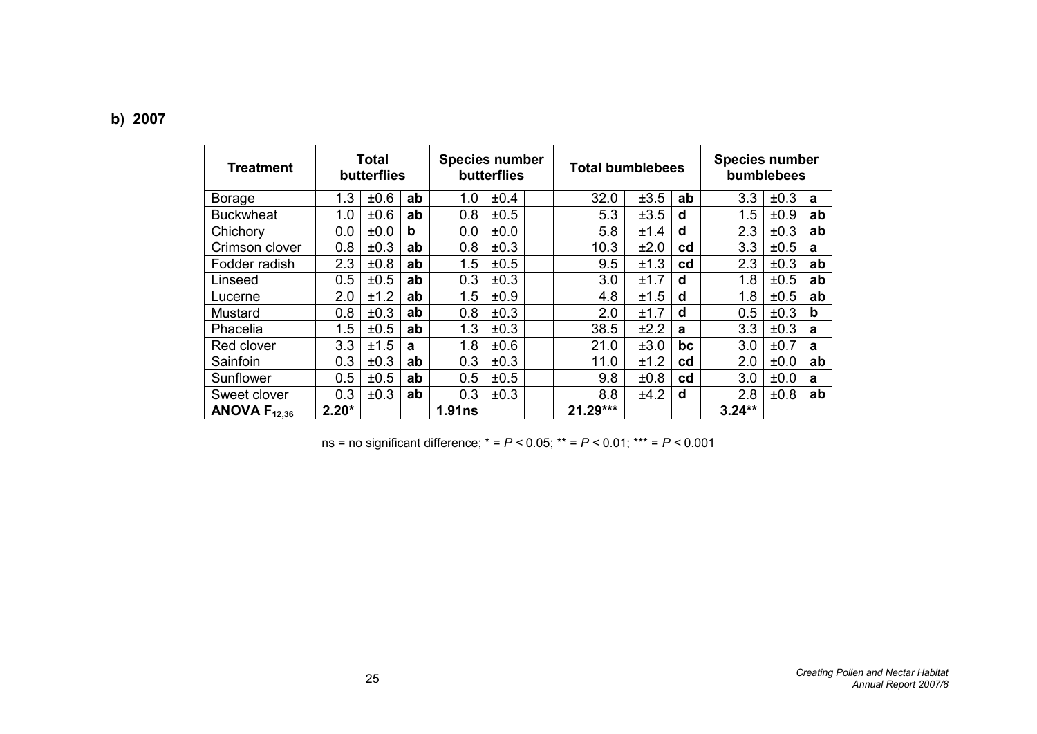**b) 2007**

| Treatment | Total butterflies | | | Species number butterflies | | | Total bumblebees | | | Species number bumblebees | | |
|---|---|---|---|---|---|---|---|---|---|---|---|---|
| Borage | 1.3 | ±0.6 | ab | 1.0 | ±0.4 | | 32.0 | ±3.5 | ab | 3.3 | ±0.3 | a |
| Buckwheat | 1.0 | ±0.6 | ab | 0.8 | ±0.5 | | 5.3 | ±3.5 | d | 1.5 | ±0.9 | ab |
| Chichory | 0.0 | ±0.0 | b | 0.0 | ±0.0 | | 5.8 | ±1.4 | d | 2.3 | ±0.3 | ab |
| Crimson clover | 0.8 | ±0.3 | ab | 0.8 | ±0.3 | | 10.3 | ±2.0 | cd | 3.3 | ±0.5 | a |
| Fodder radish | 2.3 | ±0.8 | ab | 1.5 | ±0.5 | | 9.5 | ±1.3 | cd | 2.3 | ±0.3 | ab |
| Linseed | 0.5 | ±0.5 | ab | 0.3 | ±0.3 | | 3.0 | ±1.7 | d | 1.8 | ±0.5 | ab |
| Lucerne | 2.0 | ±1.2 | ab | 1.5 | ±0.9 | | 4.8 | ±1.5 | d | 1.8 | ±0.5 | ab |
| Mustard | 0.8 | ±0.3 | ab | 0.8 | ±0.3 | | 2.0 | ±1.7 | d | 0.5 | ±0.3 | b |
| Phacelia | 1.5 | ±0.5 | ab | 1.3 | ±0.3 | | 38.5 | ±2.2 | a | 3.3 | ±0.3 | a |
| Red clover | 3.3 | ±1.5 | a | 1.8 | ±0.6 | | 21.0 | ±3.0 | bc | 3.0 | ±0.7 | a |
| Sainfoin | 0.3 | ±0.3 | ab | 0.3 | ±0.3 | | 11.0 | ±1.2 | cd | 2.0 | ±0.0 | ab |
| Sunflower | 0.5 | ±0.5 | ab | 0.5 | ±0.5 | | 9.8 | ±0.8 | cd | 3.0 | ±0.0 | a |
| Sweet clover | 0.3 | ±0.3 | ab | 0.3 | ±0.3 | | 8.8 | ±4.2 | d | 2.8 | ±0.8 | ab |
| **ANOVA $F_{12,36}$** | **2.20*** | | | **1.91ns** | | | **21.29*** ** | | | **3.24** ** | | |

ns = no significant difference; * = $P < 0.05$; ** = $P < 0.01$; *** = $P < 0.001$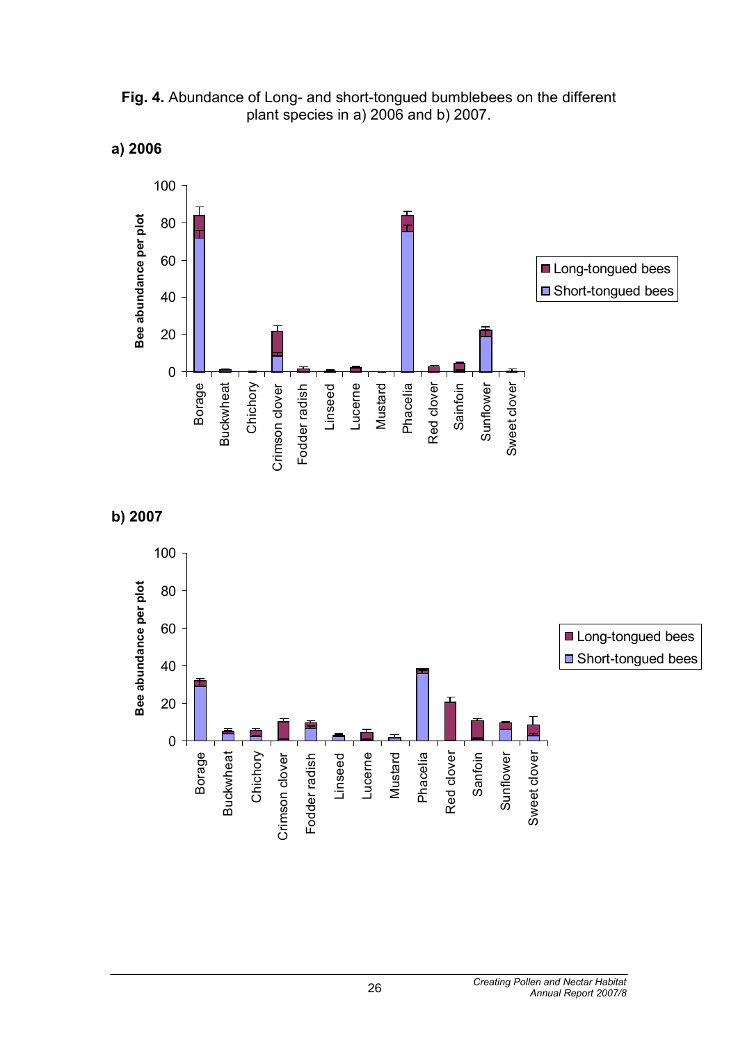**Fig. 4.** Abundance of Long- and short-tongued bumblebees on the different plant species in a) 2006 and b) 2007.

**a) 2006**

**b) 2007**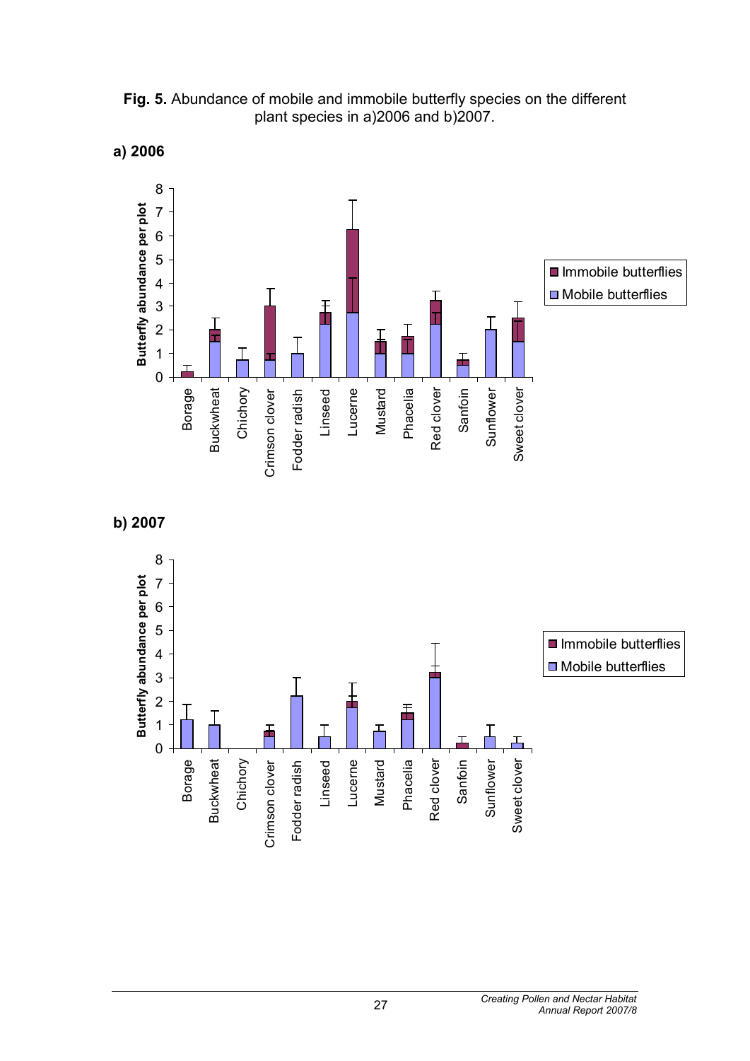**Fig. 5.** Abundance of mobile and immobile butterfly species on the different plant species in a)2006 and b)2007.

**a) 2006**

**b) 2007**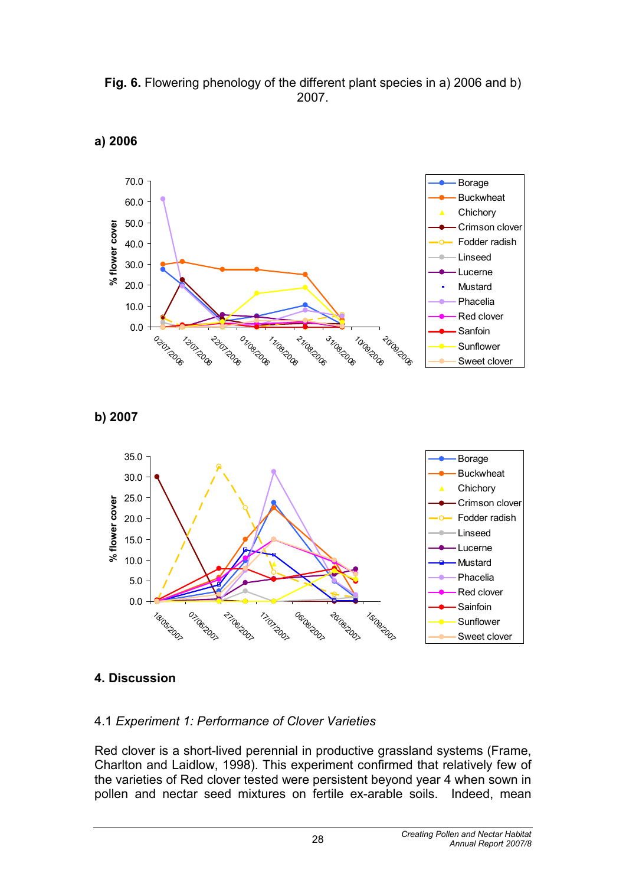**Fig. 6.** Flowering phenology of the different plant species in a) 2006 and b) 2007.

**a) 2006**

**b) 2007**

## 4. Discussion

### 4.1 *Experiment 1: Performance of Clover Varieties*

Red clover is a short-lived perennial in productive grassland systems (Frame, Charlton and Laidlow, 1998). This experiment confirmed that relatively few of the varieties of Red clover tested were persistent beyond year 4 when sown in pollen and nectar seed mixtures on fertile ex-arable soils. Indeed, mean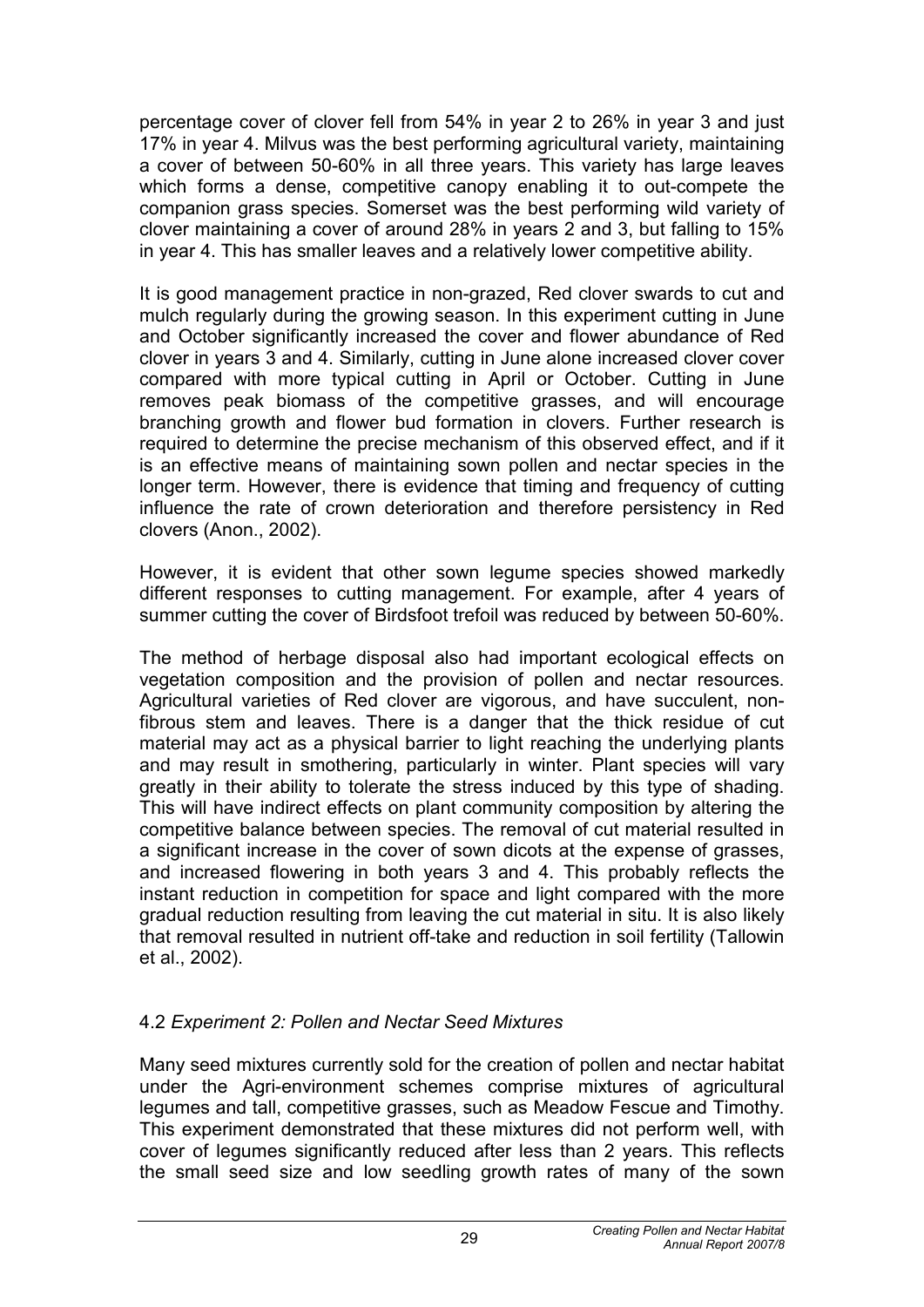percentage cover of clover fell from 54% in year 2 to 26% in year 3 and just 17% in year 4. Milvus was the best performing agricultural variety, maintaining a cover of between 50-60% in all three years. This variety has large leaves which forms a dense, competitive canopy enabling it to out-compete the companion grass species. Somerset was the best performing wild variety of clover maintaining a cover of around 28% in years 2 and 3, but falling to 15% in year 4. This has smaller leaves and a relatively lower competitive ability.

It is good management practice in non-grazed, Red clover swards to cut and mulch regularly during the growing season. In this experiment cutting in June and October significantly increased the cover and flower abundance of Red clover in years 3 and 4. Similarly, cutting in June alone increased clover cover compared with more typical cutting in April or October. Cutting in June removes peak biomass of the competitive grasses, and will encourage branching growth and flower bud formation in clovers. Further research is required to determine the precise mechanism of this observed effect, and if it is an effective means of maintaining sown pollen and nectar species in the longer term. However, there is evidence that timing and frequency of cutting influence the rate of crown deterioration and therefore persistency in Red clovers (Anon., 2002).

However, it is evident that other sown legume species showed markedly different responses to cutting management. For example, after 4 years of summer cutting the cover of Birdsfoot trefoil was reduced by between 50-60%.

The method of herbage disposal also had important ecological effects on vegetation composition and the provision of pollen and nectar resources. Agricultural varieties of Red clover are vigorous, and have succulent, non-fibrous stem and leaves. There is a danger that the thick residue of cut material may act as a physical barrier to light reaching the underlying plants and may result in smothering, particularly in winter. Plant species will vary greatly in their ability to tolerate the stress induced by this type of shading. This will have indirect effects on plant community composition by altering the competitive balance between species. The removal of cut material resulted in a significant increase in the cover of sown dicots at the expense of grasses, and increased flowering in both years 3 and 4. This probably reflects the instant reduction in competition for space and light compared with the more gradual reduction resulting from leaving the cut material in situ. It is also likely that removal resulted in nutrient off-take and reduction in soil fertility (Tallowin et al., 2002).

### 4.2 *Experiment 2: Pollen and Nectar Seed Mixtures*

Many seed mixtures currently sold for the creation of pollen and nectar habitat under the Agri-environment schemes comprise mixtures of agricultural legumes and tall, competitive grasses, such as Meadow Fescue and Timothy. This experiment demonstrated that these mixtures did not perform well, with cover of legumes significantly reduced after less than 2 years. This reflects the small seed size and low seedling growth rates of many of the sown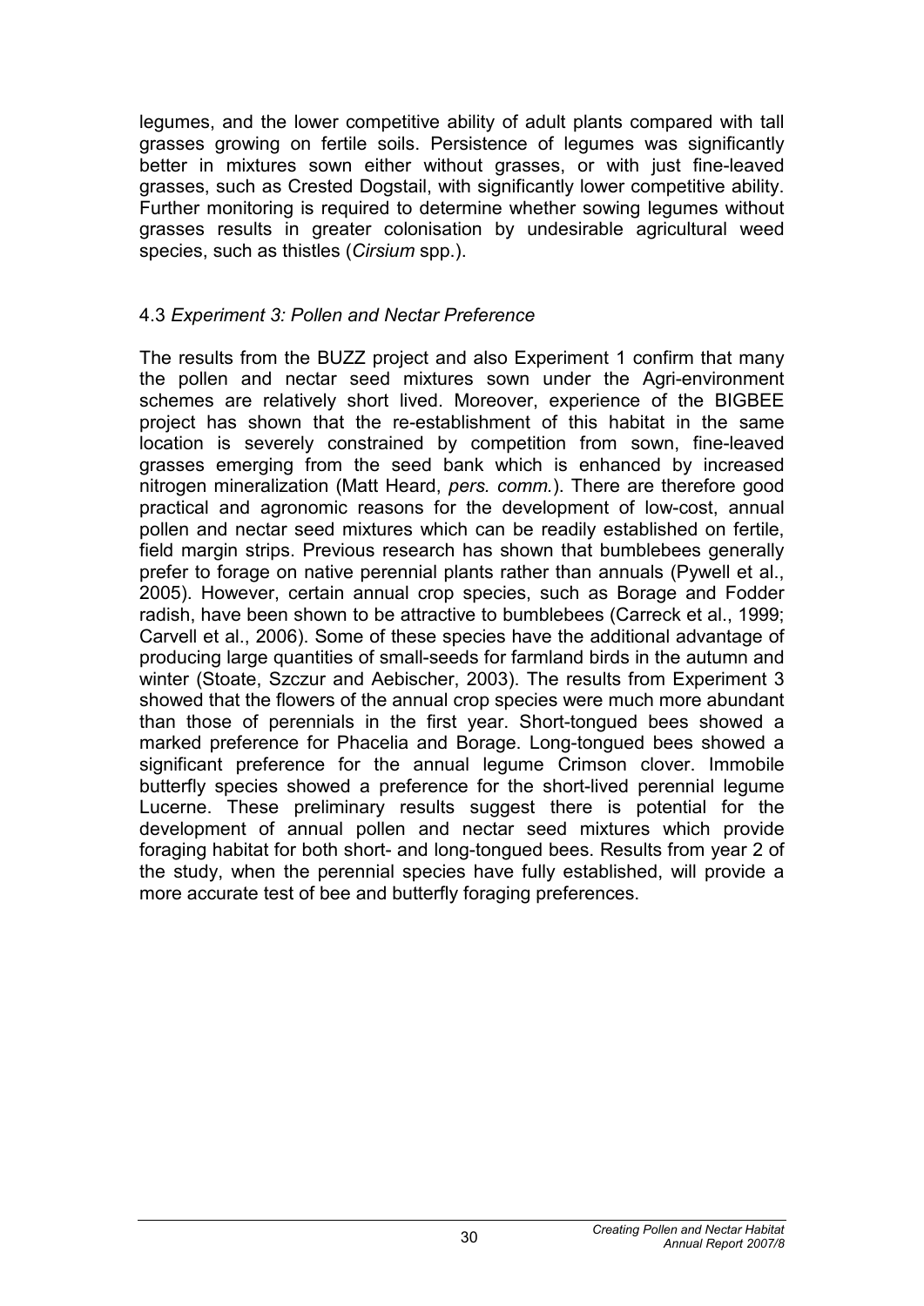legumes, and the lower competitive ability of adult plants compared with tall grasses growing on fertile soils. Persistence of legumes was significantly better in mixtures sown either without grasses, or with just fine-leaved grasses, such as Crested Dogstail, with significantly lower competitive ability. Further monitoring is required to determine whether sowing legumes without grasses results in greater colonisation by undesirable agricultural weed species, such as thistles (*Cirsium* spp.).

### 4.3 *Experiment 3: Pollen and Nectar Preference*

The results from the BUZZ project and also Experiment 1 confirm that many the pollen and nectar seed mixtures sown under the Agri-environment schemes are relatively short lived. Moreover, experience of the BIGBEE project has shown that the re-establishment of this habitat in the same location is severely constrained by competition from sown, fine-leaved grasses emerging from the seed bank which is enhanced by increased nitrogen mineralization (Matt Heard, *pers. comm.*). There are therefore good practical and agronomic reasons for the development of low-cost, annual pollen and nectar seed mixtures which can be readily established on fertile, field margin strips. Previous research has shown that bumblebees generally prefer to forage on native perennial plants rather than annuals (Pywell et al., 2005). However, certain annual crop species, such as Borage and Fodder radish, have been shown to be attractive to bumblebees (Carreck et al., 1999; Carvell et al., 2006). Some of these species have the additional advantage of producing large quantities of small-seeds for farmland birds in the autumn and winter (Stoate, Szczur and Aebischer, 2003). The results from Experiment 3 showed that the flowers of the annual crop species were much more abundant than those of perennials in the first year. Short-tongued bees showed a marked preference for Phacelia and Borage. Long-tongued bees showed a significant preference for the annual legume Crimson clover. Immobile butterfly species showed a preference for the short-lived perennial legume Lucerne. These preliminary results suggest there is potential for the development of annual pollen and nectar seed mixtures which provide foraging habitat for both short- and long-tongued bees. Results from year 2 of the study, when the perennial species have fully established, will provide a more accurate test of bee and butterfly foraging preferences.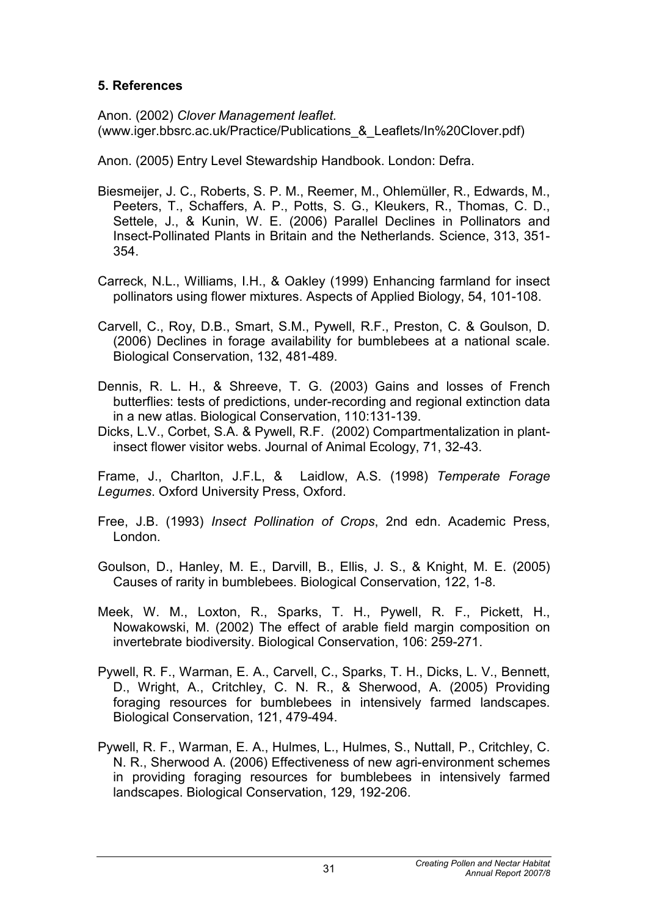## 5. References

Anon. (2002) *Clover Management leaflet.* (www.iger.bbsrc.ac.uk/Practice/Publications_&_Leaflets/In%20Clover.pdf)

Anon. (2005) Entry Level Stewardship Handbook. London: Defra.

Biesmeijer, J. C., Roberts, S. P. M., Reemer, M., Ohlemüller, R., Edwards, M., Peeters, T., Schaffers, A. P., Potts, S. G., Kleukers, R., Thomas, C. D., Settele, J., & Kunin, W. E. (2006) Parallel Declines in Pollinators and Insect-Pollinated Plants in Britain and the Netherlands. Science, 313, 351-354.

Carreck, N.L., Williams, I.H., & Oakley (1999) Enhancing farmland for insect pollinators using flower mixtures. Aspects of Applied Biology, 54, 101-108.

Carvell, C., Roy, D.B., Smart, S.M., Pywell, R.F., Preston, C. & Goulson, D. (2006) Declines in forage availability for bumblebees at a national scale. Biological Conservation, 132, 481-489.

Dennis, R. L. H., & Shreeve, T. G. (2003) Gains and losses of French butterflies: tests of predictions, under-recording and regional extinction data in a new atlas. Biological Conservation, 110:131-139.

Dicks, L.V., Corbet, S.A. & Pywell, R.F. (2002) Compartmentalization in plant-insect flower visitor webs. Journal of Animal Ecology, 71, 32-43.

Frame, J., Charlton, J.F.L, & Laidlow, A.S. (1998) *Temperate Forage Legumes*. Oxford University Press, Oxford.

Free, J.B. (1993) *Insect Pollination of Crops*, 2nd edn. Academic Press, London.

Goulson, D., Hanley, M. E., Darvill, B., Ellis, J. S., & Knight, M. E. (2005) Causes of rarity in bumblebees. Biological Conservation, 122, 1-8.

Meek, W. M., Loxton, R., Sparks, T. H., Pywell, R. F., Pickett, H., Nowakowski, M. (2002) The effect of arable field margin composition on invertebrate biodiversity. Biological Conservation, 106: 259-271.

Pywell, R. F., Warman, E. A., Carvell, C., Sparks, T. H., Dicks, L. V., Bennett, D., Wright, A., Critchley, C. N. R., & Sherwood, A. (2005) Providing foraging resources for bumblebees in intensively farmed landscapes. Biological Conservation, 121, 479-494.

Pywell, R. F., Warman, E. A., Hulmes, L., Hulmes, S., Nuttall, P., Critchley, C. N. R., Sherwood A. (2006) Effectiveness of new agri-environment schemes in providing foraging resources for bumblebees in intensively farmed landscapes. Biological Conservation, 129, 192-206.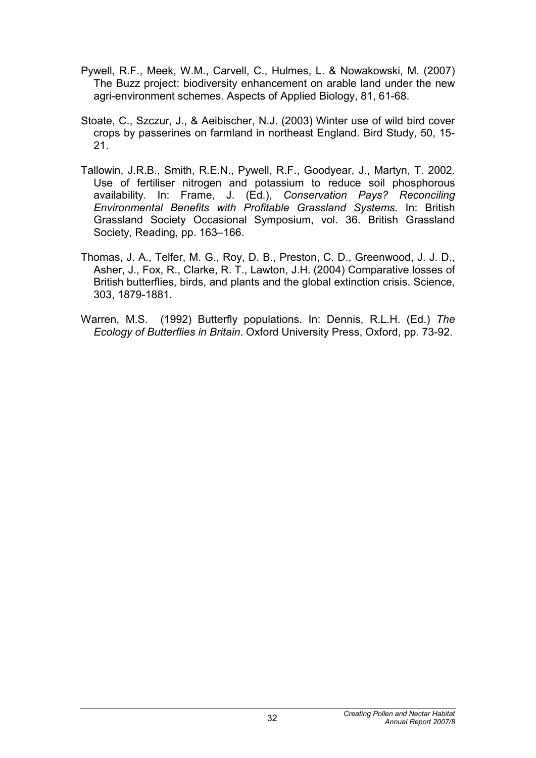Pywell, R.F., Meek, W.M., Carvell, C., Hulmes, L. & Nowakowski, M. (2007) The Buzz project: biodiversity enhancement on arable land under the new agri-environment schemes. Aspects of Applied Biology, 81, 61-68.

Stoate, C., Szczur, J., & Aeibischer, N.J. (2003) Winter use of wild bird cover crops by passerines on farmland in northeast England. Bird Study, 50, 15-21.

Tallowin, J.R.B., Smith, R.E.N., Pywell, R.F., Goodyear, J., Martyn, T. 2002. Use of fertiliser nitrogen and potassium to reduce soil phosphorous availability. In: Frame, J. (Ed.), *Conservation Pays? Reconciling Environmental Benefits with Profitable Grassland Systems.* In: British Grassland Society Occasional Symposium, vol. 36. British Grassland Society, Reading, pp. 163–166.

Thomas, J. A., Telfer, M. G., Roy, D. B., Preston, C. D., Greenwood, J. J. D., Asher, J., Fox, R., Clarke, R. T., Lawton, J.H. (2004) Comparative losses of British butterflies, birds, and plants and the global extinction crisis. Science, 303, 1879-1881.

Warren, M.S. (1992) Butterfly populations. In: Dennis, R.L.H. (Ed.) *The Ecology of Butterflies in Britain*. Oxford University Press, Oxford, pp. 73-92.